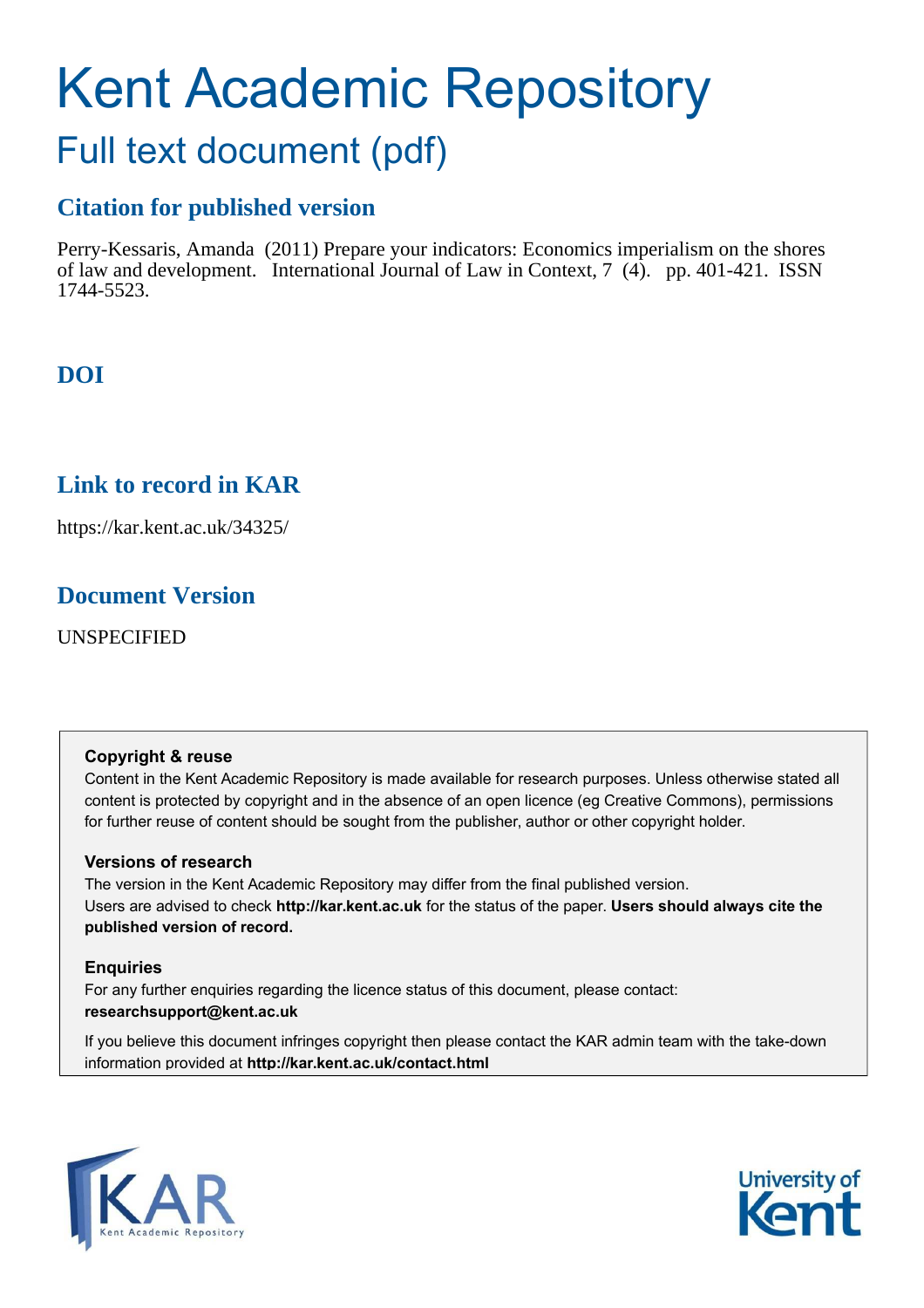# Kent Academic Repository

## Full text document (pdf)

### Citation for published version

Perry-Kessaris, Amanda (2011) Prepare your indicators: Economics imperialism on the shores of law and development. International Journal of Law in Context, 7 (4). pp. 401-421. ISSN 1744-5523.

### DOI

### Link to record in KAR

https://kar.kent.ac.uk/34325/

### Document Version

UNSPECIFIED

**Copyright & reuse**

Content in the Kent Academic Repository is made available for research purposes. Unless otherwise stated all content is protected by copyright and in the absence of an open licence (eg Creative Commons), permissions for further reuse of content should be sought from the publisher, author or other copyright holder.

**Versions of research**

The version in the Kent Academic Repository may differ from the final published version.
Users are advised to check **http://kar.kent.ac.uk** for the status of the paper. **Users should always cite the published version of record.**

**Enquiries**

For any further enquiries regarding the licence status of this document, please contact:
**researchsupport@kent.ac.uk**

If you believe this document infringes copyright then please contact the KAR admin team with the take-down information provided at **http://kar.kent.ac.uk/contact.html**

KAR Kent Academic Repository

University of Kent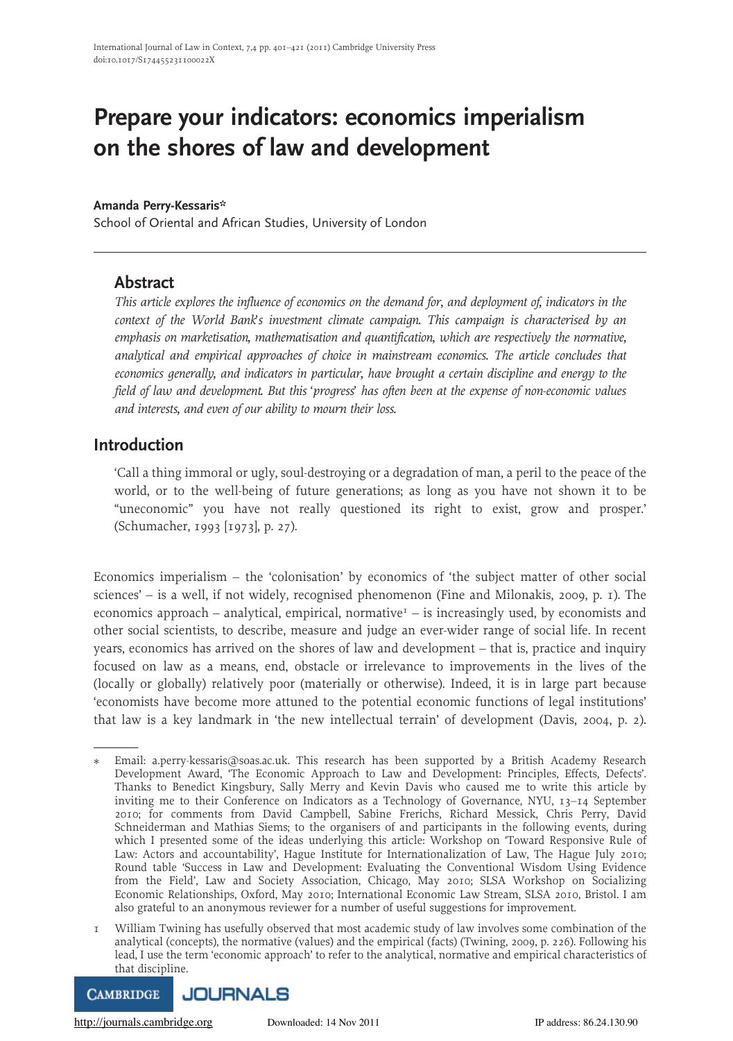# Prepare your indicators: economics imperialism on the shores of law and development

**Amanda Perry-Kessaris***

School of Oriental and African Studies, University of London

## Abstract

*This article explores the influence of economics on the demand for, and deployment of, indicators in the context of the World Bank's investment climate campaign. This campaign is characterised by an emphasis on marketisation, mathematisation and quantification, which are respectively the normative, analytical and empirical approaches of choice in mainstream economics. The article concludes that economics generally, and indicators in particular, have brought a certain discipline and energy to the field of law and development. But this 'progress' has often been at the expense of non-economic values and interests, and even of our ability to mourn their loss.*

## Introduction

> 'Call a thing immoral or ugly, soul-destroying or a degradation of man, a peril to the peace of the world, or to the well-being of future generations; as long as you have not shown it to be "uneconomic" you have not really questioned its right to exist, grow and prosper.' (Schumacher, 1993 [1973], p. 27).

Economics imperialism – the 'colonisation' by economics of 'the subject matter of other social sciences' – is a well, if not widely, recognised phenomenon (Fine and Milonakis, 2009, p. 1). The economics approach – analytical, empirical, normative[1] – is increasingly used, by economists and other social scientists, to describe, measure and judge an ever-wider range of social life. In recent years, economics has arrived on the shores of law and development – that is, practice and inquiry focused on law as a means, end, obstacle or irrelevance to improvements in the lives of the (locally or globally) relatively poor (materially or otherwise). Indeed, it is in large part because 'economists have become more attuned to the potential economic functions of legal institutions' that law is a key landmark in 'the new intellectual terrain' of development (Davis, 2004, p. 2).

---

\* Email: a.perry-kessaris@soas.ac.uk. This research has been supported by a British Academy Research Development Award, 'The Economic Approach to Law and Development: Principles, Effects, Defects'. Thanks to Benedict Kingsbury, Sally Merry and Kevin Davis who caused me to write this article by inviting me to their Conference on Indicators as a Technology of Governance, NYU, 13–14 September 2010; for comments from David Campbell, Sabine Frerichs, Richard Messick, Chris Perry, David Schneiderman and Mathias Siems; to the organisers of and participants in the following events, during which I presented some of the ideas underlying this article: Workshop on 'Toward Responsive Rule of Law: Actors and accountability', Hague Institute for Internationalization of Law, The Hague July 2010; Round table 'Success in Law and Development: Evaluating the Conventional Wisdom Using Evidence from the Field', Law and Society Association, Chicago, May 2010; SLSA Workshop on Socializing Economic Relationships, Oxford, May 2010; International Economic Law Stream, SLSA 2010, Bristol. I am also grateful to an anonymous reviewer for a number of useful suggestions for improvement.

1 William Twining has usefully observed that most academic study of law involves some combination of the analytical (concepts), the normative (values) and the empirical (facts) (Twining, 2009, p. 226). Following his lead, I use the term 'economic approach' to refer to the analytical, normative and empirical characteristics of that discipline.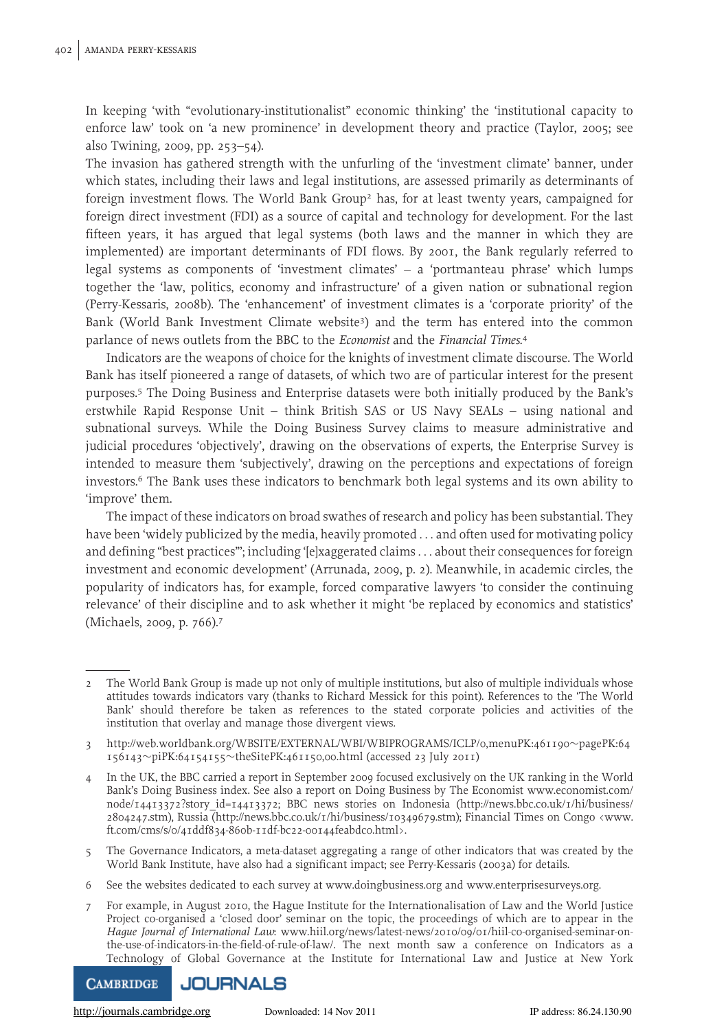In keeping 'with "evolutionary-institutionalist" economic thinking' the 'institutional capacity to enforce law' took on 'a new prominence' in development theory and practice (Taylor, 2005; see also Twining, 2009, pp. 253–54).

The invasion has gathered strength with the unfurling of the 'investment climate' banner, under which states, including their laws and legal institutions, are assessed primarily as determinants of foreign investment flows. The World Bank Group[2] has, for at least twenty years, campaigned for foreign direct investment (FDI) as a source of capital and technology for development. For the last fifteen years, it has argued that legal systems (both laws and the manner in which they are implemented) are important determinants of FDI flows. By 2001, the Bank regularly referred to legal systems as components of 'investment climates' – a 'portmanteau phrase' which lumps together the 'law, politics, economy and infrastructure' of a given nation or subnational region (Perry-Kessaris, 2008b). The 'enhancement' of investment climates is a 'corporate priority' of the Bank (World Bank Investment Climate website[3]) and the term has entered into the common parlance of news outlets from the BBC to the *Economist* and the *Financial Times*.[4]

Indicators are the weapons of choice for the knights of investment climate discourse. The World Bank has itself pioneered a range of datasets, of which two are of particular interest for the present purposes.[5] The Doing Business and Enterprise datasets were both initially produced by the Bank's erstwhile Rapid Response Unit – think British SAS or US Navy SEALs – using national and subnational surveys. While the Doing Business Survey claims to measure administrative and judicial procedures 'objectively', drawing on the observations of experts, the Enterprise Survey is intended to measure them 'subjectively', drawing on the perceptions and expectations of foreign investors.[6] The Bank uses these indicators to benchmark both legal systems and its own ability to 'improve' them.

The impact of these indicators on broad swathes of research and policy has been substantial. They have been 'widely publicized by the media, heavily promoted . . . and often used for motivating policy and defining "best practices"'; including '[e]xaggerated claims . . . about their consequences for foreign investment and economic development' (Arrunada, 2009, p. 2). Meanwhile, in academic circles, the popularity of indicators has, for example, forced comparative lawyers 'to consider the continuing relevance' of their discipline and to ask whether it might 'be replaced by economics and statistics' (Michaels, 2009, p. 766).[7]

---

2 The World Bank Group is made up not only of multiple institutions, but also of multiple individuals whose attitudes towards indicators vary (thanks to Richard Messick for this point). References to the 'The World Bank' should therefore be taken as references to the stated corporate policies and activities of the institution that overlay and manage those divergent views.

3 http://web.worldbank.org/WBSITE/EXTERNAL/WBI/WBIPROGRAMS/ICLP/0,menuPK:461190~pagePK:64156143~piPK:64154155~theSitePK:461150,00.html (accessed 23 July 2011)

4 In the UK, the BBC carried a report in September 2009 focused exclusively on the UK ranking in the World Bank's Doing Business index. See also a report on Doing Business by The Economist www.economist.com/node/14413372?story_id=14413372; BBC news stories on Indonesia (http://news.bbc.co.uk/1/hi/business/2804247.stm), Russia (http://news.bbc.co.uk/1/hi/business/10349679.stm); Financial Times on Congo ‹www.ft.com/cms/s/0/41ddf834-860b-11df-bc22-00144feabdc0.html›.

5 The Governance Indicators, a meta-dataset aggregating a range of other indicators that was created by the World Bank Institute, have also had a significant impact; see Perry-Kessaris (2003a) for details.

6 See the websites dedicated to each survey at www.doingbusiness.org and www.enterprisesurveys.org.

7 For example, in August 2010, the Hague Institute for the Internationalisation of Law and the World Justice Project co-organised a 'closed door' seminar on the topic, the proceedings of which are to appear in the *Hague Journal of International Law*: www.hiil.org/news/latest-news/2010/09/01/hiil-co-organised-seminar-on-the-use-of-indicators-in-the-field-of-rule-of-law/. The next month saw a conference on Indicators as a Technology of Global Governance at the Institute for International Law and Justice at New York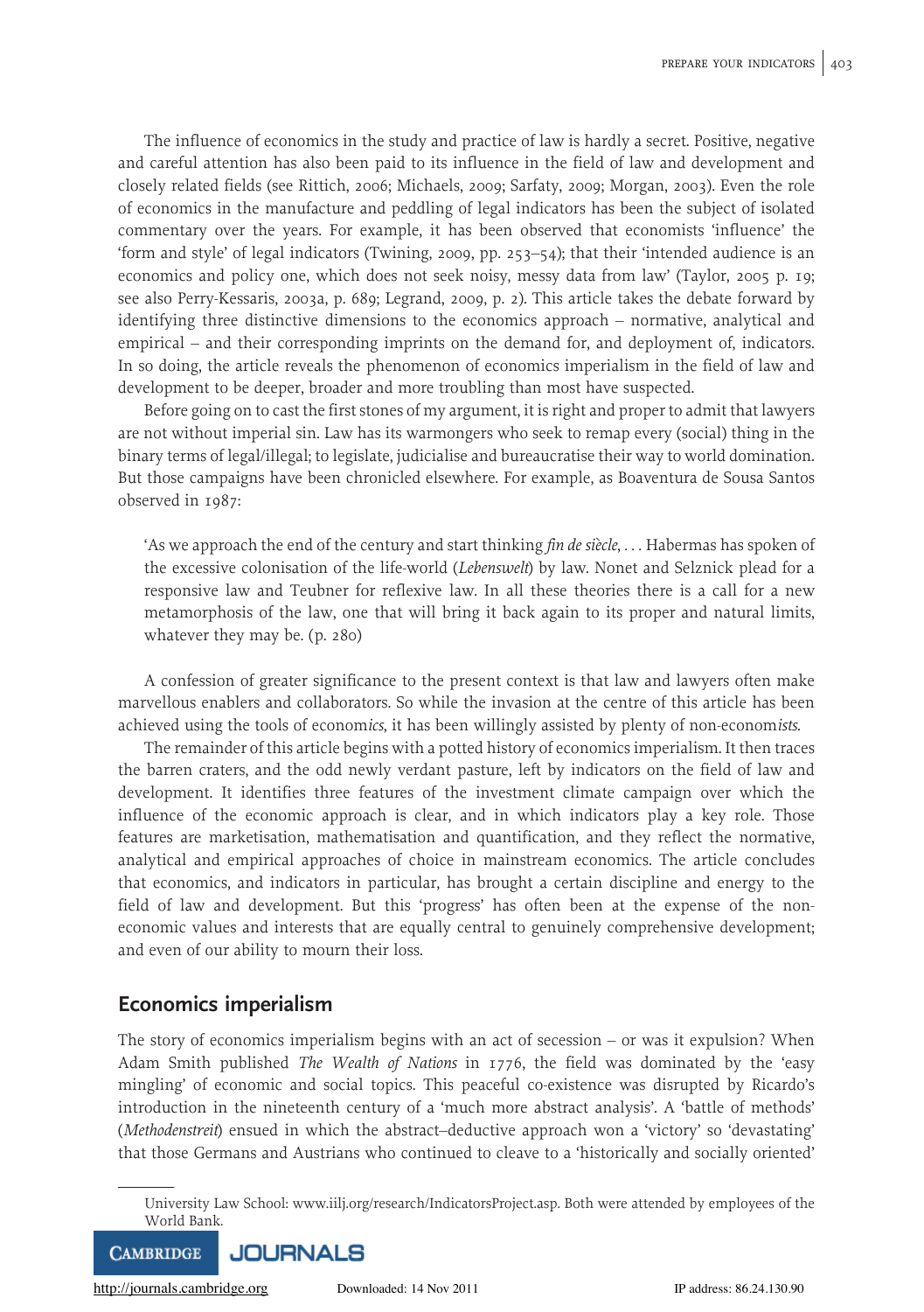The influence of economics in the study and practice of law is hardly a secret. Positive, negative and careful attention has also been paid to its influence in the field of law and development and closely related fields (see Rittich, 2006; Michaels, 2009; Sarfaty, 2009; Morgan, 2003). Even the role of economics in the manufacture and peddling of legal indicators has been the subject of isolated commentary over the years. For example, it has been observed that economists 'influence' the 'form and style' of legal indicators (Twining, 2009, pp. 253–54); that their 'intended audience is an economics and policy one, which does not seek noisy, messy data from law' (Taylor, 2005 p. 19; see also Perry-Kessaris, 2003a, p. 689; Legrand, 2009, p. 2). This article takes the debate forward by identifying three distinctive dimensions to the economics approach – normative, analytical and empirical – and their corresponding imprints on the demand for, and deployment of, indicators. In so doing, the article reveals the phenomenon of economics imperialism in the field of law and development to be deeper, broader and more troubling than most have suspected.

Before going on to cast the first stones of my argument, it is right and proper to admit that lawyers are not without imperial sin. Law has its warmongers who seek to remap every (social) thing in the binary terms of legal/illegal; to legislate, judicialise and bureaucratise their way to world domination. But those campaigns have been chronicled elsewhere. For example, as Boaventura de Sousa Santos observed in 1987:

> 'As we approach the end of the century and start thinking *fin de siècle*, . . . Habermas has spoken of the excessive colonisation of the life-world (*Lebenswelt*) by law. Nonet and Selznick plead for a responsive law and Teubner for reflexive law. In all these theories there is a call for a new metamorphosis of the law, one that will bring it back again to its proper and natural limits, whatever they may be. (p. 280)

A confession of greater significance to the present context is that law and lawyers often make marvellous enablers and collaborators. So while the invasion at the centre of this article has been achieved using the tools of econom*ics*, it has been willingly assisted by plenty of non-econom*ists*.

The remainder of this article begins with a potted history of economics imperialism. It then traces the barren craters, and the odd newly verdant pasture, left by indicators on the field of law and development. It identifies three features of the investment climate campaign over which the influence of the economic approach is clear, and in which indicators play a key role. Those features are marketisation, mathematisation and quantification, and they reflect the normative, analytical and empirical approaches of choice in mainstream economics. The article concludes that economics, and indicators in particular, has brought a certain discipline and energy to the field of law and development. But this 'progress' has often been at the expense of the non-economic values and interests that are equally central to genuinely comprehensive development; and even of our ability to mourn their loss.

## Economics imperialism

The story of economics imperialism begins with an act of secession – or was it expulsion? When Adam Smith published *The Wealth of Nations* in 1776, the field was dominated by the 'easy mingling' of economic and social topics. This peaceful co-existence was disrupted by Ricardo's introduction in the nineteenth century of a 'much more abstract analysis'. A 'battle of methods' (*Methodenstreit*) ensued in which the abstract–deductive approach won a 'victory' so 'devastating' that those Germans and Austrians who continued to cleave to a 'historically and socially oriented'

University Law School: www.iilj.org/research/IndicatorsProject.asp. Both were attended by employees of the World Bank.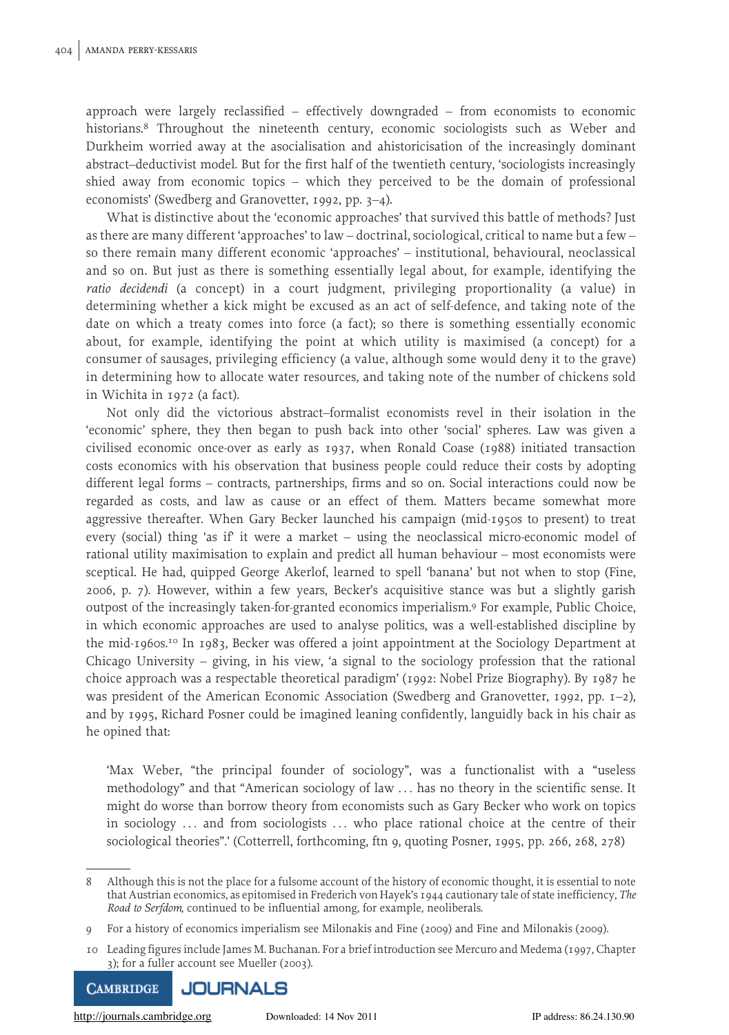approach were largely reclassified – effectively downgraded – from economists to economic historians.[8] Throughout the nineteenth century, economic sociologists such as Weber and Durkheim worried away at the asocialisation and ahistoricisation of the increasingly dominant abstract–deductivist model. But for the first half of the twentieth century, 'sociologists increasingly shied away from economic topics – which they perceived to be the domain of professional economists' (Swedberg and Granovetter, 1992, pp. 3–4).

What is distinctive about the 'economic approaches' that survived this battle of methods? Just as there are many different 'approaches' to law – doctrinal, sociological, critical to name but a few – so there remain many different economic 'approaches' – institutional, behavioural, neoclassical and so on. But just as there is something essentially legal about, for example, identifying the *ratio decidendi* (a concept) in a court judgment, privileging proportionality (a value) in determining whether a kick might be excused as an act of self-defence, and taking note of the date on which a treaty comes into force (a fact); so there is something essentially economic about, for example, identifying the point at which utility is maximised (a concept) for a consumer of sausages, privileging efficiency (a value, although some would deny it to the grave) in determining how to allocate water resources, and taking note of the number of chickens sold in Wichita in 1972 (a fact).

Not only did the victorious abstract–formalist economists revel in their isolation in the 'economic' sphere, they then began to push back into other 'social' spheres. Law was given a civilised economic once-over as early as 1937, when Ronald Coase (1988) initiated transaction costs economics with his observation that business people could reduce their costs by adopting different legal forms – contracts, partnerships, firms and so on. Social interactions could now be regarded as costs, and law as cause or an effect of them. Matters became somewhat more aggressive thereafter. When Gary Becker launched his campaign (mid-1950s to present) to treat every (social) thing 'as if' it were a market – using the neoclassical micro-economic model of rational utility maximisation to explain and predict all human behaviour – most economists were sceptical. He had, quipped George Akerlof, learned to spell 'banana' but not when to stop (Fine, 2006, p. 7). However, within a few years, Becker's acquisitive stance was but a slightly garish outpost of the increasingly taken-for-granted economics imperialism.[9] For example, Public Choice, in which economic approaches are used to analyse politics, was a well-established discipline by the mid-1960s.[10] In 1983, Becker was offered a joint appointment at the Sociology Department at Chicago University – giving, in his view, 'a signal to the sociology profession that the rational choice approach was a respectable theoretical paradigm' (1992: Nobel Prize Biography). By 1987 he was president of the American Economic Association (Swedberg and Granovetter, 1992, pp. 1–2), and by 1995, Richard Posner could be imagined leaning confidently, languidly back in his chair as he opined that:

> 'Max Weber, "the principal founder of sociology", was a functionalist with a "useless methodology" and that "American sociology of law ... has no theory in the scientific sense. It might do worse than borrow theory from economists such as Gary Becker who work on topics in sociology ... and from sociologists ... who place rational choice at the centre of their sociological theories".' (Cotterrell, forthcoming, ftn 9, quoting Posner, 1995, pp. 266, 268, 278)

---

8 Although this is not the place for a fulsome account of the history of economic thought, it is essential to note that Austrian economics, as epitomised in Frederich von Hayek's 1944 cautionary tale of state inefficiency, *The Road to Serfdom*, continued to be influential among, for example, neoliberals.

9 For a history of economics imperialism see Milonakis and Fine (2009) and Fine and Milonakis (2009).

10 Leading figures include James M. Buchanan. For a brief introduction see Mercuro and Medema (1997, Chapter 3); for a fuller account see Mueller (2003).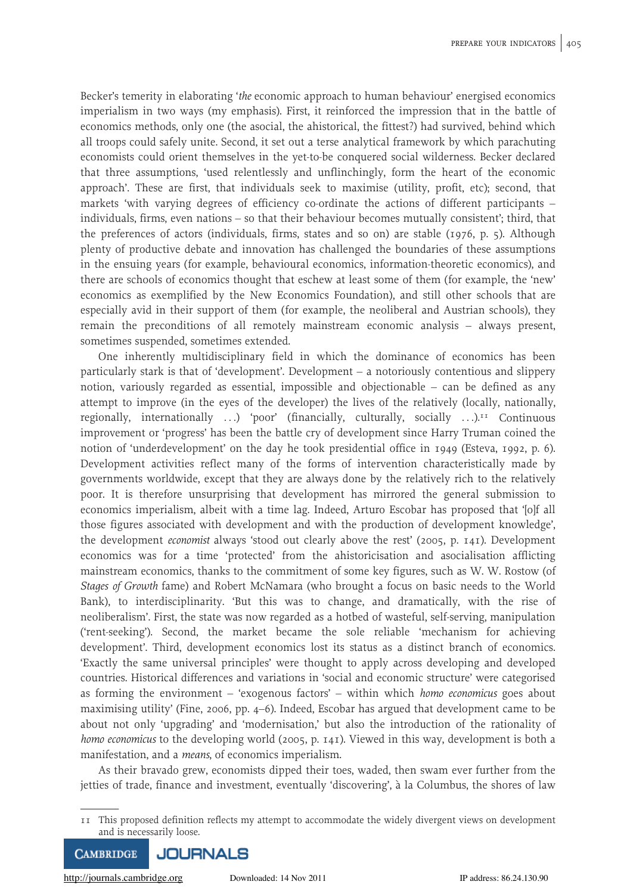Becker's temerity in elaborating '*the* economic approach to human behaviour' energised economics imperialism in two ways (my emphasis). First, it reinforced the impression that in the battle of economics methods, only one (the asocial, the ahistorical, the fittest?) had survived, behind which all troops could safely unite. Second, it set out a terse analytical framework by which parachuting economists could orient themselves in the yet-to-be conquered social wilderness. Becker declared that three assumptions, 'used relentlessly and unflinchingly, form the heart of the economic approach'. These are first, that individuals seek to maximise (utility, profit, etc); second, that markets 'with varying degrees of efficiency co-ordinate the actions of different participants – individuals, firms, even nations – so that their behaviour becomes mutually consistent'; third, that the preferences of actors (individuals, firms, states and so on) are stable (1976, p. 5). Although plenty of productive debate and innovation has challenged the boundaries of these assumptions in the ensuing years (for example, behavioural economics, information-theoretic economics), and there are schools of economics thought that eschew at least some of them (for example, the 'new' economics as exemplified by the New Economics Foundation), and still other schools that are especially avid in their support of them (for example, the neoliberal and Austrian schools), they remain the preconditions of all remotely mainstream economic analysis – always present, sometimes suspended, sometimes extended.

One inherently multidisciplinary field in which the dominance of economics has been particularly stark is that of 'development'. Development – a notoriously contentious and slippery notion, variously regarded as essential, impossible and objectionable – can be defined as any attempt to improve (in the eyes of the developer) the lives of the relatively (locally, nationally, regionally, internationally ...) 'poor' (financially, culturally, socially ...).[11] Continuous improvement or 'progress' has been the battle cry of development since Harry Truman coined the notion of 'underdevelopment' on the day he took presidential office in 1949 (Esteva, 1992, p. 6). Development activities reflect many of the forms of intervention characteristically made by governments worldwide, except that they are always done by the relatively rich to the relatively poor. It is therefore unsurprising that development has mirrored the general submission to economics imperialism, albeit with a time lag. Indeed, Arturo Escobar has proposed that '[o]f all those figures associated with development and with the production of development knowledge', the development *economist* always 'stood out clearly above the rest' (2005, p. 141). Development economics was for a time 'protected' from the ahistoricisation and asocialisation afflicting mainstream economics, thanks to the commitment of some key figures, such as W. W. Rostow (of *Stages of Growth* fame) and Robert McNamara (who brought a focus on basic needs to the World Bank), to interdisciplinarity. 'But this was to change, and dramatically, with the rise of neoliberalism'. First, the state was now regarded as a hotbed of wasteful, self-serving, manipulation ('rent-seeking'). Second, the market became the sole reliable 'mechanism for achieving development'. Third, development economics lost its status as a distinct branch of economics. 'Exactly the same universal principles' were thought to apply across developing and developed countries. Historical differences and variations in 'social and economic structure' were categorised as forming the environment – 'exogenous factors' – within which *homo economicus* goes about maximising utility' (Fine, 2006, pp. 4–6). Indeed, Escobar has argued that development came to be about not only 'upgrading' and 'modernisation,' but also the introduction of the rationality of *homo economicus* to the developing world (2005, p. 141). Viewed in this way, development is both a manifestation, and a *means*, of economics imperialism.

As their bravado grew, economists dipped their toes, waded, then swam ever further from the jetties of trade, finance and investment, eventually 'discovering', à la Columbus, the shores of law

11 This proposed definition reflects my attempt to accommodate the widely divergent views on development and is necessarily loose.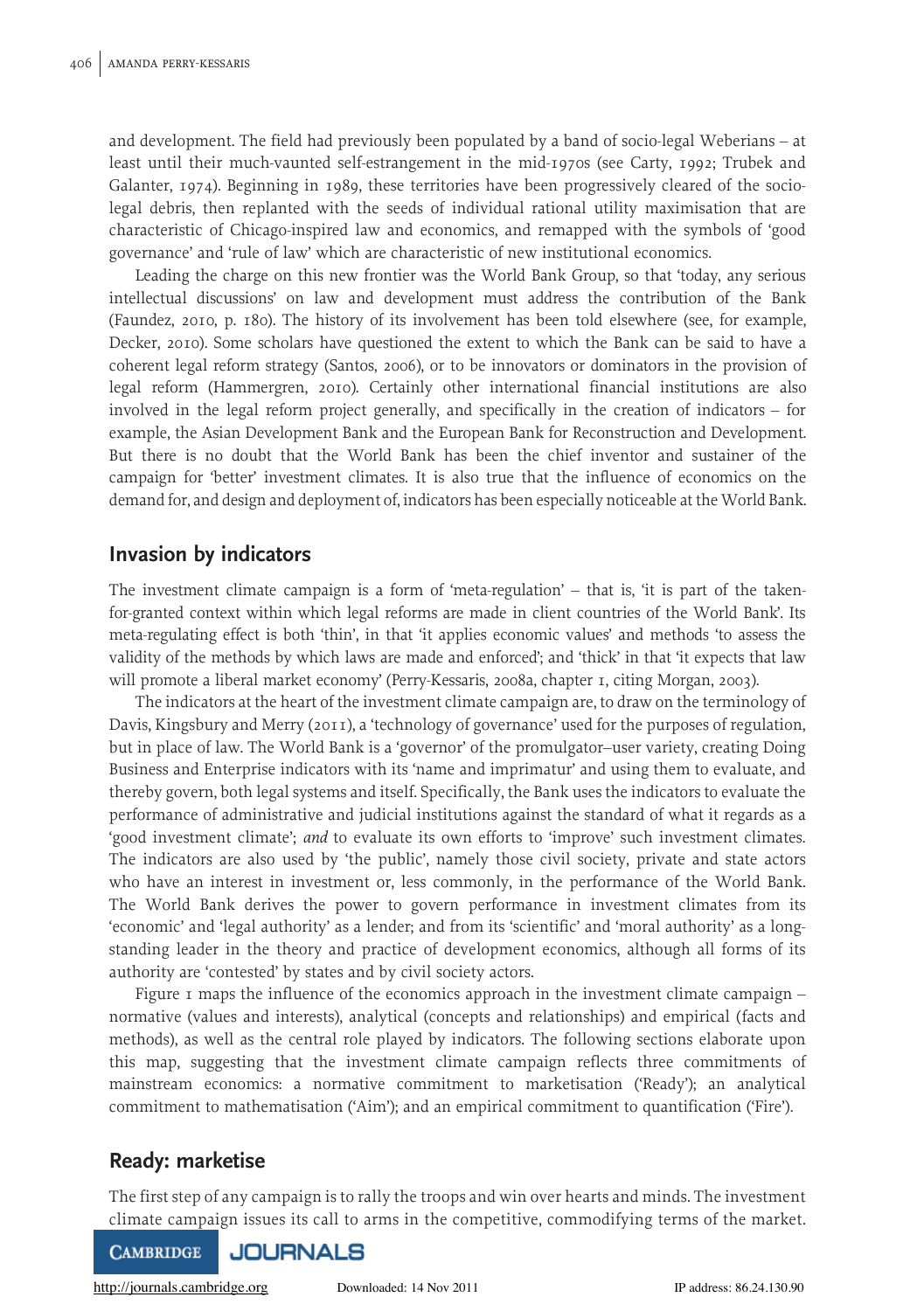and development. The field had previously been populated by a band of socio-legal Weberians – at least until their much-vaunted self-estrangement in the mid-1970s (see Carty, 1992; Trubek and Galanter, 1974). Beginning in 1989, these territories have been progressively cleared of the socio-legal debris, then replanted with the seeds of individual rational utility maximisation that are characteristic of Chicago-inspired law and economics, and remapped with the symbols of 'good governance' and 'rule of law' which are characteristic of new institutional economics.

Leading the charge on this new frontier was the World Bank Group, so that 'today, any serious intellectual discussions' on law and development must address the contribution of the Bank (Faundez, 2010, p. 180). The history of its involvement has been told elsewhere (see, for example, Decker, 2010). Some scholars have questioned the extent to which the Bank can be said to have a coherent legal reform strategy (Santos, 2006), or to be innovators or dominators in the provision of legal reform (Hammergren, 2010). Certainly other international financial institutions are also involved in the legal reform project generally, and specifically in the creation of indicators – for example, the Asian Development Bank and the European Bank for Reconstruction and Development. But there is no doubt that the World Bank has been the chief inventor and sustainer of the campaign for 'better' investment climates. It is also true that the influence of economics on the demand for, and design and deployment of, indicators has been especially noticeable at the World Bank.

## Invasion by indicators

The investment climate campaign is a form of 'meta-regulation' – that is, 'it is part of the taken-for-granted context within which legal reforms are made in client countries of the World Bank'. Its meta-regulating effect is both 'thin', in that 'it applies economic values' and methods 'to assess the validity of the methods by which laws are made and enforced'; and 'thick' in that 'it expects that law will promote a liberal market economy' (Perry-Kessaris, 2008a, chapter 1, citing Morgan, 2003).

The indicators at the heart of the investment climate campaign are, to draw on the terminology of Davis, Kingsbury and Merry (2011), a 'technology of governance' used for the purposes of regulation, but in place of law. The World Bank is a 'governor' of the promulgator–user variety, creating Doing Business and Enterprise indicators with its 'name and imprimatur' and using them to evaluate, and thereby govern, both legal systems and itself. Specifically, the Bank uses the indicators to evaluate the performance of administrative and judicial institutions against the standard of what it regards as a 'good investment climate'; *and* to evaluate its own efforts to 'improve' such investment climates. The indicators are also used by 'the public', namely those civil society, private and state actors who have an interest in investment or, less commonly, in the performance of the World Bank. The World Bank derives the power to govern performance in investment climates from its 'economic' and 'legal authority' as a lender; and from its 'scientific' and 'moral authority' as a long-standing leader in the theory and practice of development economics, although all forms of its authority are 'contested' by states and by civil society actors.

Figure 1 maps the influence of the economics approach in the investment climate campaign – normative (values and interests), analytical (concepts and relationships) and empirical (facts and methods), as well as the central role played by indicators. The following sections elaborate upon this map, suggesting that the investment climate campaign reflects three commitments of mainstream economics: a normative commitment to marketisation ('Ready'); an analytical commitment to mathematisation ('Aim'); and an empirical commitment to quantification ('Fire').

## Ready: marketise

The first step of any campaign is to rally the troops and win over hearts and minds. The investment climate campaign issues its call to arms in the competitive, commodifying terms of the market.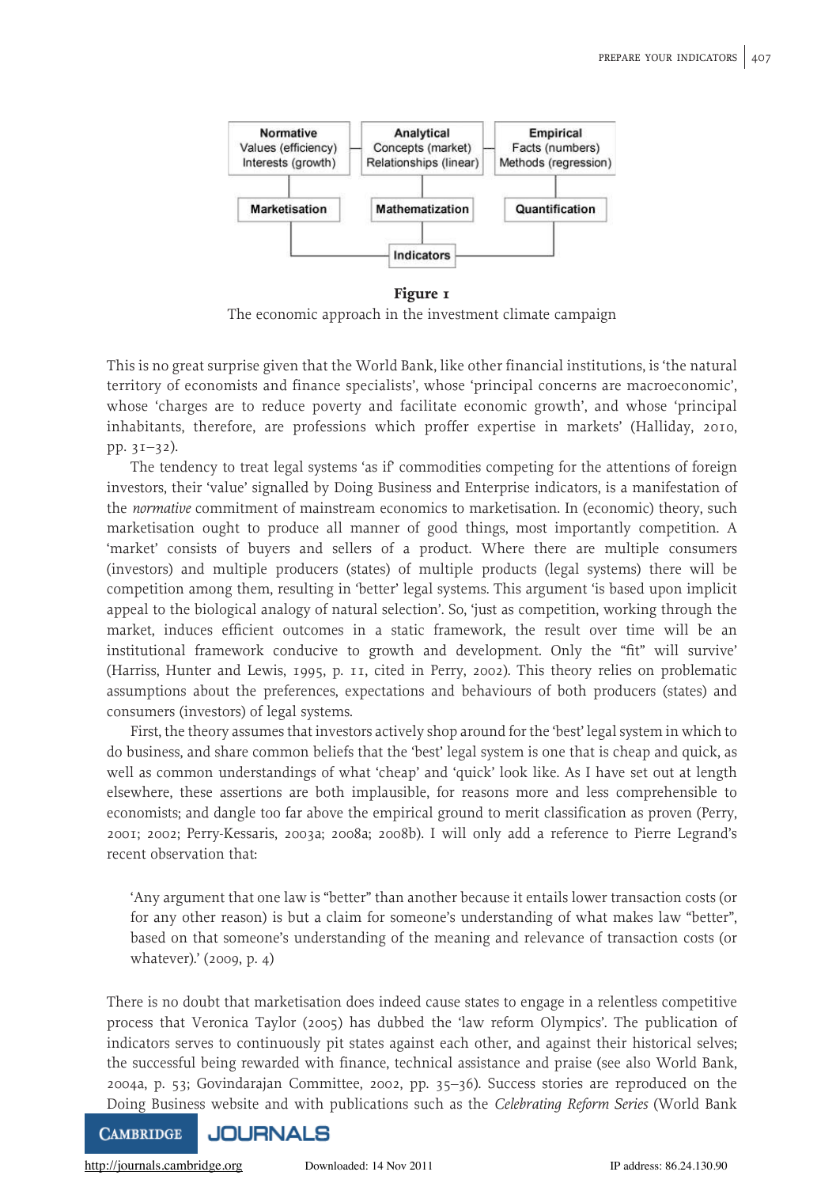Normative
Values (efficiency)
Interests (growth)

Analytical
Concepts (market)
Relationships (linear)

Empirical
Facts (numbers)
Methods (regression)

Marketisation

Mathematization

Quantification

Indicators

**Figure 1**

The economic approach in the investment climate campaign

This is no great surprise given that the World Bank, like other financial institutions, is 'the natural territory of economists and finance specialists', whose 'principal concerns are macroeconomic', whose 'charges are to reduce poverty and facilitate economic growth', and whose 'principal inhabitants, therefore, are professions which proffer expertise in markets' (Halliday, 2010, pp. 31–32).

The tendency to treat legal systems 'as if' commodities competing for the attentions of foreign investors, their 'value' signalled by Doing Business and Enterprise indicators, is a manifestation of the *normative* commitment of mainstream economics to marketisation. In (economic) theory, such marketisation ought to produce all manner of good things, most importantly competition. A 'market' consists of buyers and sellers of a product. Where there are multiple consumers (investors) and multiple producers (states) of multiple products (legal systems) there will be competition among them, resulting in 'better' legal systems. This argument 'is based upon implicit appeal to the biological analogy of natural selection'. So, 'just as competition, working through the market, induces efficient outcomes in a static framework, the result over time will be an institutional framework conducive to growth and development. Only the "fit" will survive' (Harriss, Hunter and Lewis, 1995, p. 11, cited in Perry, 2002). This theory relies on problematic assumptions about the preferences, expectations and behaviours of both producers (states) and consumers (investors) of legal systems.

First, the theory assumes that investors actively shop around for the 'best' legal system in which to do business, and share common beliefs that the 'best' legal system is one that is cheap and quick, as well as common understandings of what 'cheap' and 'quick' look like. As I have set out at length elsewhere, these assertions are both implausible, for reasons more and less comprehensible to economists; and dangle too far above the empirical ground to merit classification as proven (Perry, 2001; 2002; Perry-Kessaris, 2003a; 2008a; 2008b). I will only add a reference to Pierre Legrand's recent observation that:

> 'Any argument that one law is "better" than another because it entails lower transaction costs (or for any other reason) is but a claim for someone's understanding of what makes law "better", based on that someone's understanding of the meaning and relevance of transaction costs (or whatever).' (2009, p. 4)

There is no doubt that marketisation does indeed cause states to engage in a relentless competitive process that Veronica Taylor (2005) has dubbed the 'law reform Olympics'. The publication of indicators serves to continuously pit states against each other, and against their historical selves; the successful being rewarded with finance, technical assistance and praise (see also World Bank, 2004a, p. 53; Govindarajan Committee, 2002, pp. 35–36). Success stories are reproduced on the Doing Business website and with publications such as the *Celebrating Reform Series* (World Bank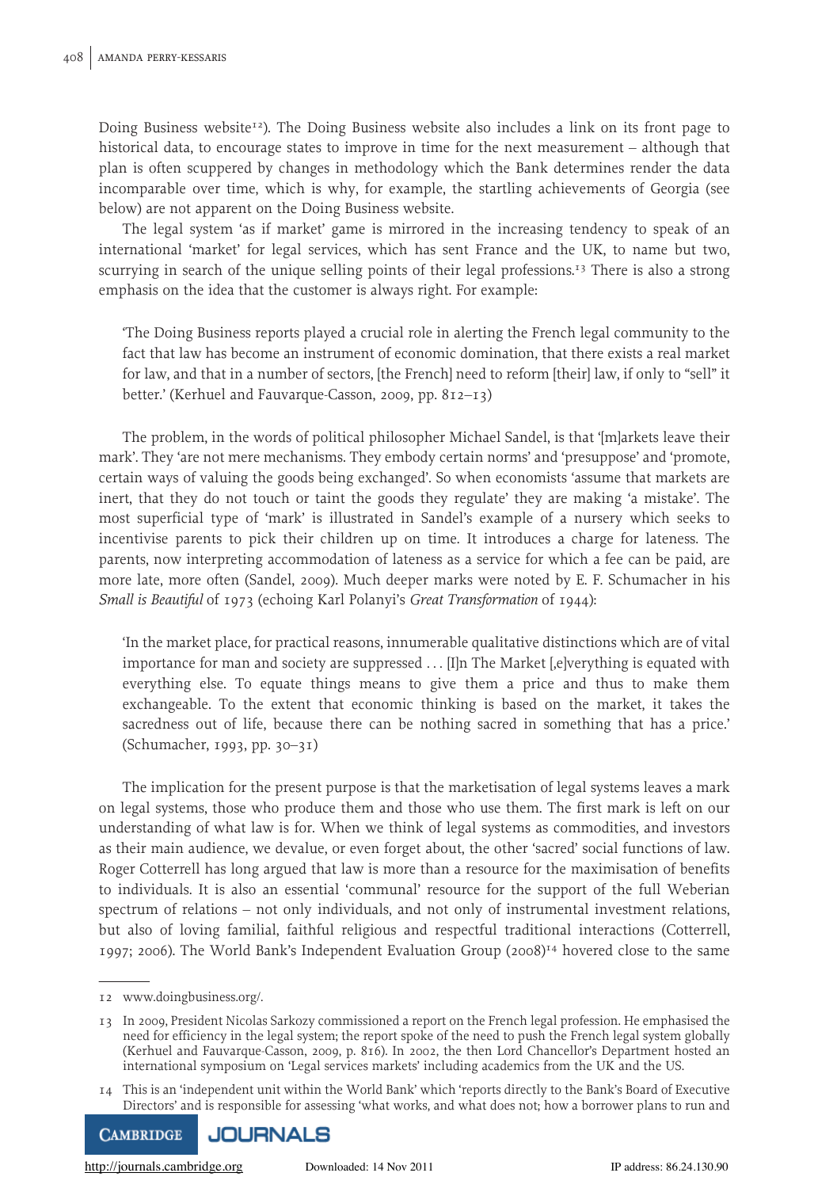Doing Business website[12]). The Doing Business website also includes a link on its front page to historical data, to encourage states to improve in time for the next measurement – although that plan is often scuppered by changes in methodology which the Bank determines render the data incomparable over time, which is why, for example, the startling achievements of Georgia (see below) are not apparent on the Doing Business website.

The legal system 'as if market' game is mirrored in the increasing tendency to speak of an international 'market' for legal services, which has sent France and the UK, to name but two, scurrying in search of the unique selling points of their legal professions.[13] There is also a strong emphasis on the idea that the customer is always right. For example:

> 'The Doing Business reports played a crucial role in alerting the French legal community to the fact that law has become an instrument of economic domination, that there exists a real market for law, and that in a number of sectors, [the French] need to reform [their] law, if only to "sell" it better.' (Kerhuel and Fauvarque-Casson, 2009, pp. 812–13)

The problem, in the words of political philosopher Michael Sandel, is that '[m]arkets leave their mark'. They 'are not mere mechanisms. They embody certain norms' and 'presuppose' and 'promote, certain ways of valuing the goods being exchanged'. So when economists 'assume that markets are inert, that they do not touch or taint the goods they regulate' they are making 'a mistake'. The most superficial type of 'mark' is illustrated in Sandel's example of a nursery which seeks to incentivise parents to pick their children up on time. It introduces a charge for lateness. The parents, now interpreting accommodation of lateness as a service for which a fee can be paid, are more late, more often (Sandel, 2009). Much deeper marks were noted by E. F. Schumacher in his *Small is Beautiful* of 1973 (echoing Karl Polanyi's *Great Transformation* of 1944):

> 'In the market place, for practical reasons, innumerable qualitative distinctions which are of vital importance for man and society are suppressed . . . [I]n The Market [,e]verything is equated with everything else. To equate things means to give them a price and thus to make them exchangeable. To the extent that economic thinking is based on the market, it takes the sacredness out of life, because there can be nothing sacred in something that has a price.' (Schumacher, 1993, pp. 30–31)

The implication for the present purpose is that the marketisation of legal systems leaves a mark on legal systems, those who produce them and those who use them. The first mark is left on our understanding of what law is for. When we think of legal systems as commodities, and investors as their main audience, we devalue, or even forget about, the other 'sacred' social functions of law. Roger Cotterrell has long argued that law is more than a resource for the maximisation of benefits to individuals. It is also an essential 'communal' resource for the support of the full Weberian spectrum of relations – not only individuals, and not only of instrumental investment relations, but also of loving familial, faithful religious and respectful traditional interactions (Cotterrell, 1997; 2006). The World Bank's Independent Evaluation Group (2008)[14] hovered close to the same

---

12 www.doingbusiness.org/.

13 In 2009, President Nicolas Sarkozy commissioned a report on the French legal profession. He emphasised the need for efficiency in the legal system; the report spoke of the need to push the French legal system globally (Kerhuel and Fauvarque-Casson, 2009, p. 816). In 2002, the then Lord Chancellor's Department hosted an international symposium on 'Legal services markets' including academics from the UK and the US.

14 This is an 'independent unit within the World Bank' which 'reports directly to the Bank's Board of Executive Directors' and is responsible for assessing 'what works, and what does not; how a borrower plans to run and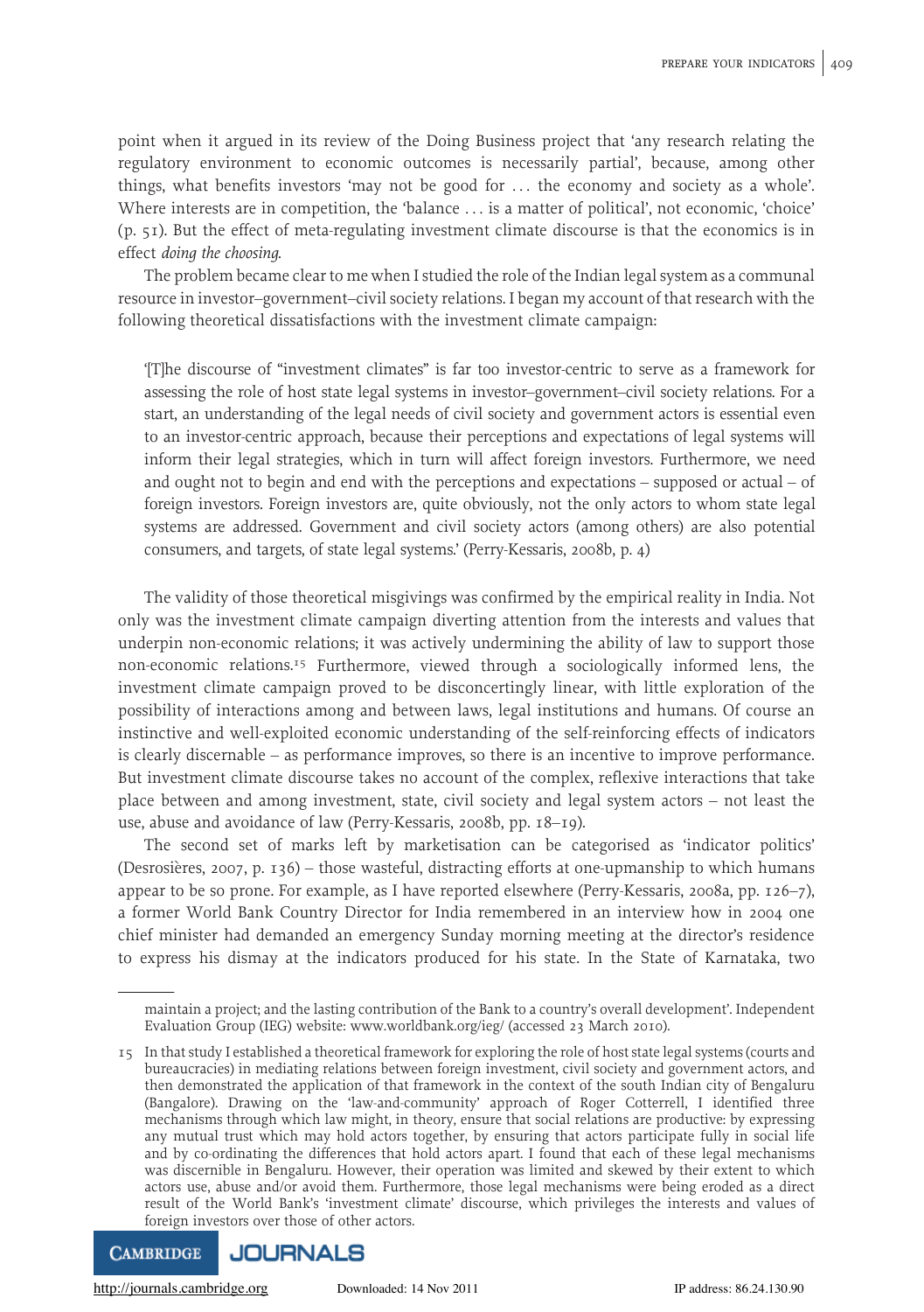point when it argued in its review of the Doing Business project that 'any research relating the regulatory environment to economic outcomes is necessarily partial', because, among other things, what benefits investors 'may not be good for ... the economy and society as a whole'. Where interests are in competition, the 'balance ... is a matter of political', not economic, 'choice' (p. 51). But the effect of meta-regulating investment climate discourse is that the economics is in effect *doing the choosing*.

The problem became clear to me when I studied the role of the Indian legal system as a communal resource in investor–government–civil society relations. I began my account of that research with the following theoretical dissatisfactions with the investment climate campaign:

> '[T]he discourse of "investment climates" is far too investor-centric to serve as a framework for assessing the role of host state legal systems in investor–government–civil society relations. For a start, an understanding of the legal needs of civil society and government actors is essential even to an investor-centric approach, because their perceptions and expectations of legal systems will inform their legal strategies, which in turn will affect foreign investors. Furthermore, we need and ought not to begin and end with the perceptions and expectations – supposed or actual – of foreign investors. Foreign investors are, quite obviously, not the only actors to whom state legal systems are addressed. Government and civil society actors (among others) are also potential consumers, and targets, of state legal systems.' (Perry-Kessaris, 2008b, p. 4)

The validity of those theoretical misgivings was confirmed by the empirical reality in India. Not only was the investment climate campaign diverting attention from the interests and values that underpin non-economic relations; it was actively undermining the ability of law to support those non-economic relations.[15] Furthermore, viewed through a sociologically informed lens, the investment climate campaign proved to be disconcertingly linear, with little exploration of the possibility of interactions among and between laws, legal institutions and humans. Of course an instinctive and well-exploited economic understanding of the self-reinforcing effects of indicators is clearly discernable – as performance improves, so there is an incentive to improve performance. But investment climate discourse takes no account of the complex, reflexive interactions that take place between and among investment, state, civil society and legal system actors – not least the use, abuse and avoidance of law (Perry-Kessaris, 2008b, pp. 18–19).

The second set of marks left by marketisation can be categorised as 'indicator politics' (Desrosières, 2007, p. 136) – those wasteful, distracting efforts at one-upmanship to which humans appear to be so prone. For example, as I have reported elsewhere (Perry-Kessaris, 2008a, pp. 126–7), a former World Bank Country Director for India remembered in an interview how in 2004 one chief minister had demanded an emergency Sunday morning meeting at the director's residence to express his dismay at the indicators produced for his state. In the State of Karnataka, two

---

maintain a project; and the lasting contribution of the Bank to a country's overall development'. Independent Evaluation Group (IEG) website: www.worldbank.org/ieg/ (accessed 23 March 2010).

15 In that study I established a theoretical framework for exploring the role of host state legal systems (courts and bureaucracies) in mediating relations between foreign investment, civil society and government actors, and then demonstrated the application of that framework in the context of the south Indian city of Bengaluru (Bangalore). Drawing on the 'law-and-community' approach of Roger Cotterrell, I identified three mechanisms through which law might, in theory, ensure that social relations are productive: by expressing any mutual trust which may hold actors together, by ensuring that actors participate fully in social life and by co-ordinating the differences that hold actors apart. I found that each of these legal mechanisms was discernible in Bengaluru. However, their operation was limited and skewed by their extent to which actors use, abuse and/or avoid them. Furthermore, those legal mechanisms were being eroded as a direct result of the World Bank's 'investment climate' discourse, which privileges the interests and values of foreign investors over those of other actors.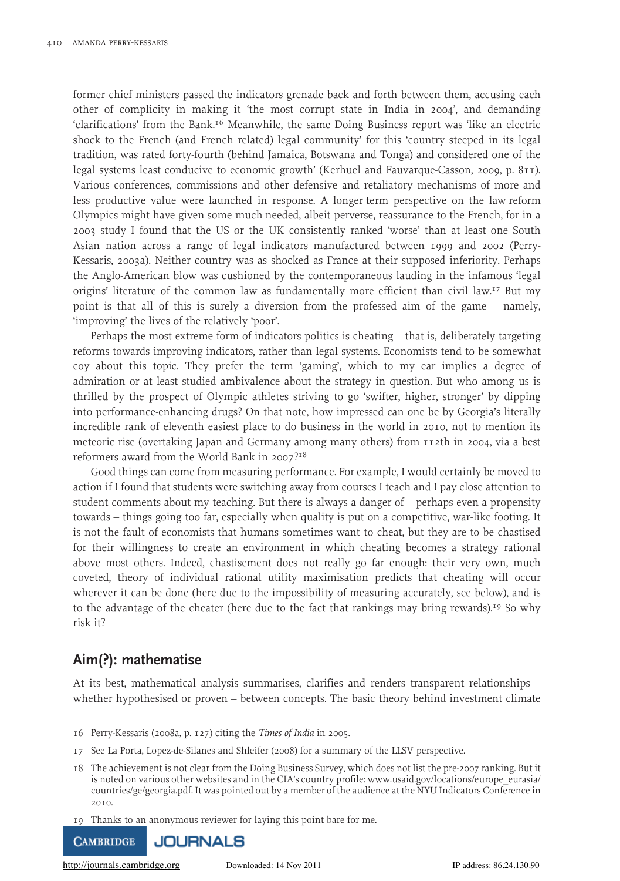former chief ministers passed the indicators grenade back and forth between them, accusing each other of complicity in making it 'the most corrupt state in India in 2004', and demanding 'clarifications' from the Bank.[16] Meanwhile, the same Doing Business report was 'like an electric shock to the French (and French related) legal community' for this 'country steeped in its legal tradition, was rated forty-fourth (behind Jamaica, Botswana and Tonga) and considered one of the legal systems least conducive to economic growth' (Kerhuel and Fauvarque-Casson, 2009, p. 811). Various conferences, commissions and other defensive and retaliatory mechanisms of more and less productive value were launched in response. A longer-term perspective on the law-reform Olympics might have given some much-needed, albeit perverse, reassurance to the French, for in a 2003 study I found that the US or the UK consistently ranked 'worse' than at least one South Asian nation across a range of legal indicators manufactured between 1999 and 2002 (Perry-Kessaris, 2003a). Neither country was as shocked as France at their supposed inferiority. Perhaps the Anglo-American blow was cushioned by the contemporaneous lauding in the infamous 'legal origins' literature of the common law as fundamentally more efficient than civil law.[17] But my point is that all of this is surely a diversion from the professed aim of the game – namely, 'improving' the lives of the relatively 'poor'.

Perhaps the most extreme form of indicators politics is cheating – that is, deliberately targeting reforms towards improving indicators, rather than legal systems. Economists tend to be somewhat coy about this topic. They prefer the term 'gaming', which to my ear implies a degree of admiration or at least studied ambivalence about the strategy in question. But who among us is thrilled by the prospect of Olympic athletes striving to go 'swifter, higher, stronger' by dipping into performance-enhancing drugs? On that note, how impressed can one be by Georgia's literally incredible rank of eleventh easiest place to do business in the world in 2010, not to mention its meteoric rise (overtaking Japan and Germany among many others) from 112th in 2004, via a best reformers award from the World Bank in 2007?[18]

Good things can come from measuring performance. For example, I would certainly be moved to action if I found that students were switching away from courses I teach and I pay close attention to student comments about my teaching. But there is always a danger of – perhaps even a propensity towards – things going too far, especially when quality is put on a competitive, war-like footing. It is not the fault of economists that humans sometimes want to cheat, but they are to be chastised for their willingness to create an environment in which cheating becomes a strategy rational above most others. Indeed, chastisement does not really go far enough: their very own, much coveted, theory of individual rational utility maximisation predicts that cheating will occur wherever it can be done (here due to the impossibility of measuring accurately, see below), and is to the advantage of the cheater (here due to the fact that rankings may bring rewards).[19] So why risk it?

## Aim(?): mathematise

At its best, mathematical analysis summarises, clarifies and renders transparent relationships – whether hypothesised or proven – between concepts. The basic theory behind investment climate

---

16 Perry-Kessaris (2008a, p. 127) citing the *Times of India* in 2005.

17 See La Porta, Lopez-de-Silanes and Shleifer (2008) for a summary of the LLSV perspective.

18 The achievement is not clear from the Doing Business Survey, which does not list the pre-2007 ranking. But it is noted on various other websites and in the CIA's country profile: www.usaid.gov/locations/europe_eurasia/countries/ge/georgia.pdf. It was pointed out by a member of the audience at the NYU Indicators Conference in 2010.

19 Thanks to an anonymous reviewer for laying this point bare for me.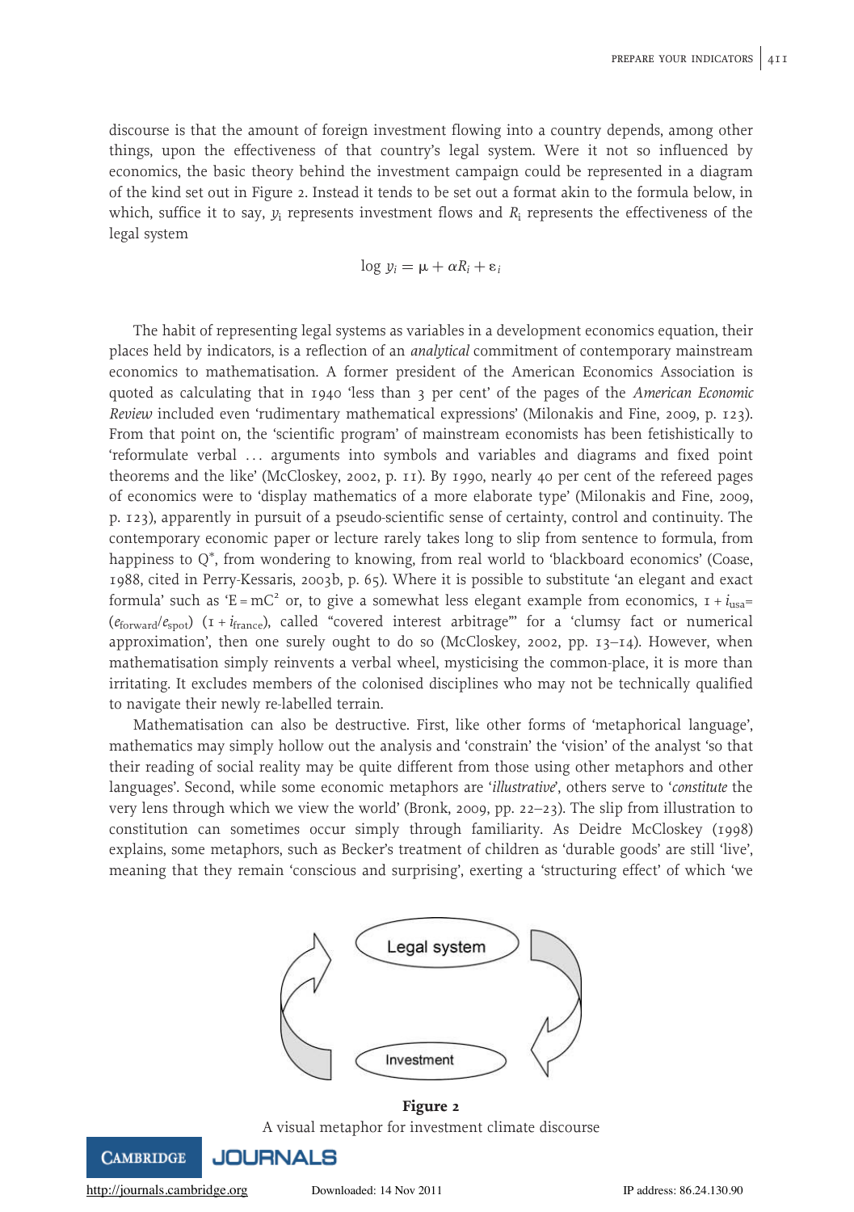discourse is that the amount of foreign investment flowing into a country depends, among other things, upon the effectiveness of that country's legal system. Were it not so influenced by economics, the basic theory behind the investment campaign could be represented in a diagram of the kind set out in Figure 2. Instead it tends to be set out a format akin to the formula below, in which, suffice it to say, $y_i$ represents investment flows and $R_i$ represents the effectiveness of the legal system

$$\log y_i = \mu + \alpha R_i + \varepsilon_i$$

The habit of representing legal systems as variables in a development economics equation, their places held by indicators, is a reflection of an *analytical* commitment of contemporary mainstream economics to mathematisation. A former president of the American Economics Association is quoted as calculating that in 1940 'less than 3 per cent' of the pages of the *American Economic Review* included even 'rudimentary mathematical expressions' (Milonakis and Fine, 2009, p. 123). From that point on, the 'scientific program' of mainstream economists has been fetishistically to 'reformulate verbal ... arguments into symbols and variables and diagrams and fixed point theorems and the like' (McCloskey, 2002, p. 11). By 1990, nearly 40 per cent of the refereed pages of economics were to 'display mathematics of a more elaborate type' (Milonakis and Fine, 2009, p. 123), apparently in pursuit of a pseudo-scientific sense of certainty, control and continuity. The contemporary economic paper or lecture rarely takes long to slip from sentence to formula, from happiness to $Q^*$, from wondering to knowing, from real world to 'blackboard economics' (Coase, 1988, cited in Perry-Kessaris, 2003b, p. 65). Where it is possible to substitute 'an elegant and exact formula' such as '$E = mC^2$' or, to give a somewhat less elegant example from economics, $1 + i_{usa} = (e_{forward}/e_{spot})\ (1 + i_{france})$, called "covered interest arbitrage"' for a 'clumsy fact or numerical approximation', then one surely ought to do so (McCloskey, 2002, pp. 13–14). However, when mathematisation simply reinvents a verbal wheel, mysticising the common-place, it is more than irritating. It excludes members of the colonised disciplines who may not be technically qualified to navigate their newly re-labelled terrain.

Mathematisation can also be destructive. First, like other forms of 'metaphorical language', mathematics may simply hollow out the analysis and 'constrain' the 'vision' of the analyst 'so that their reading of social reality may be quite different from those using other metaphors and other languages'. Second, while some economic metaphors are '*illustrative*', others serve to '*constitute* the very lens through which we view the world' (Bronk, 2009, pp. 22–23). The slip from illustration to constitution can sometimes occur simply through familiarity. As Deidre McCloskey (1998) explains, some metaphors, such as Becker's treatment of children as 'durable goods' are still 'live', meaning that they remain 'conscious and surprising', exerting a 'structuring effect' of which 'we

**Figure 2**
A visual metaphor for investment climate discourse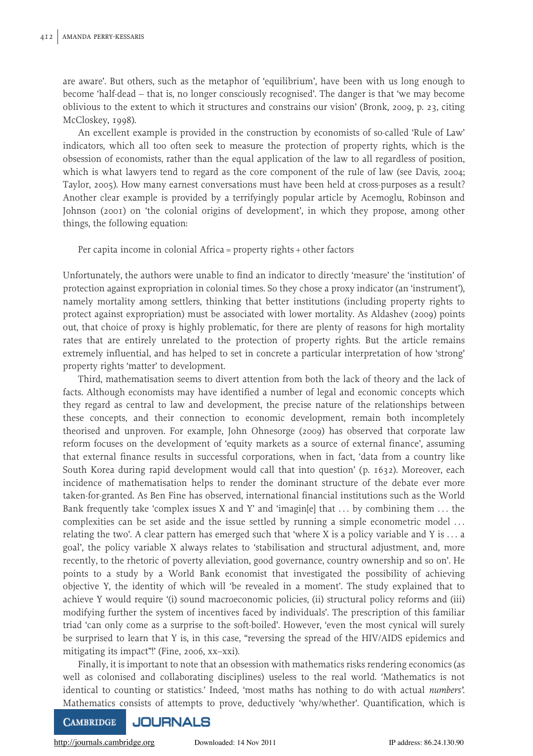are aware'. But others, such as the metaphor of 'equilibrium', have been with us long enough to become 'half-dead – that is, no longer consciously recognised'. The danger is that 'we may become oblivious to the extent to which it structures and constrains our vision' (Bronk, 2009, p. 23, citing McCloskey, 1998).

An excellent example is provided in the construction by economists of so-called 'Rule of Law' indicators, which all too often seek to measure the protection of property rights, which is the obsession of economists, rather than the equal application of the law to all regardless of position, which is what lawyers tend to regard as the core component of the rule of law (see Davis, 2004; Taylor, 2005). How many earnest conversations must have been held at cross-purposes as a result? Another clear example is provided by a terrifyingly popular article by Acemoglu, Robinson and Johnson (2001) on 'the colonial origins of development', in which they propose, among other things, the following equation:

Per capita income in colonial Africa = property rights + other factors

Unfortunately, the authors were unable to find an indicator to directly 'measure' the 'institution' of protection against expropriation in colonial times. So they chose a proxy indicator (an 'instrument'), namely mortality among settlers, thinking that better institutions (including property rights to protect against expropriation) must be associated with lower mortality. As Aldashev (2009) points out, that choice of proxy is highly problematic, for there are plenty of reasons for high mortality rates that are entirely unrelated to the protection of property rights. But the article remains extremely influential, and has helped to set in concrete a particular interpretation of how 'strong' property rights 'matter' to development.

Third, mathematisation seems to divert attention from both the lack of theory and the lack of facts. Although economists may have identified a number of legal and economic concepts which they regard as central to law and development, the precise nature of the relationships between these concepts, and their connection to economic development, remain both incompletely theorised and unproven. For example, John Ohnesorge (2009) has observed that corporate law reform focuses on the development of 'equity markets as a source of external finance', assuming that external finance results in successful corporations, when in fact, 'data from a country like South Korea during rapid development would call that into question' (p. 1632). Moreover, each incidence of mathematisation helps to render the dominant structure of the debate ever more taken-for-granted. As Ben Fine has observed, international financial institutions such as the World Bank frequently take 'complex issues X and Y' and 'imagin[e] that … by combining them … the complexities can be set aside and the issue settled by running a simple econometric model … relating the two'. A clear pattern has emerged such that 'where X is a policy variable and Y is … a goal', the policy variable X always relates to 'stabilisation and structural adjustment, and, more recently, to the rhetoric of poverty alleviation, good governance, country ownership and so on'. He points to a study by a World Bank economist that investigated the possibility of achieving objective Y, the identity of which will 'be revealed in a moment'. The study explained that to achieve Y would require '(i) sound macroeconomic policies, (ii) structural policy reforms and (iii) modifying further the system of incentives faced by individuals'. The prescription of this familiar triad 'can only come as a surprise to the soft-boiled'. However, 'even the most cynical will surely be surprised to learn that Y is, in this case, "reversing the spread of the HIV/AIDS epidemics and mitigating its impact"!' (Fine, 2006, xx–xxi).

Finally, it is important to note that an obsession with mathematics risks rendering economics (as well as colonised and collaborating disciplines) useless to the real world. 'Mathematics is not identical to counting or statistics.' Indeed, 'most maths has nothing to do with actual *numbers*'. Mathematics consists of attempts to prove, deductively 'why/whether'. Quantification, which is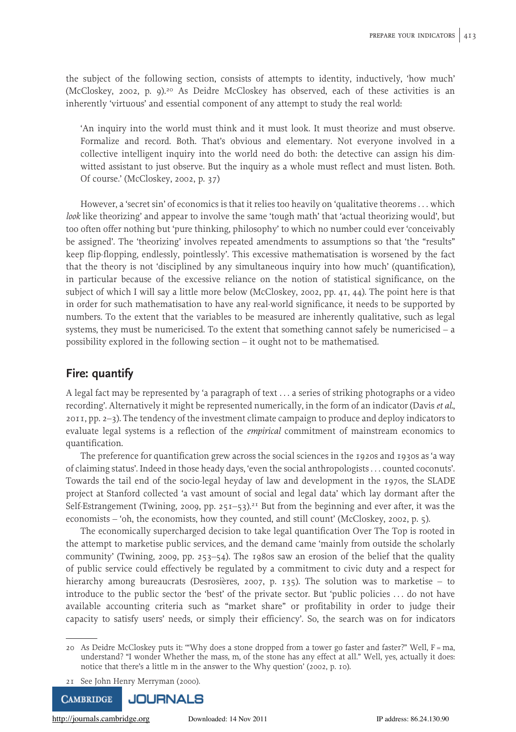the subject of the following section, consists of attempts to identity, inductively, 'how much' (McCloskey, 2002, p. 9).[20] As Deidre McCloskey has observed, each of these activities is an inherently 'virtuous' and essential component of any attempt to study the real world:

> 'An inquiry into the world must think and it must look. It must theorize and must observe. Formalize and record. Both. That's obvious and elementary. Not everyone involved in a collective intelligent inquiry into the world need do both: the detective can assign his dim-witted assistant to just observe. But the inquiry as a whole must reflect and must listen. Both. Of course.' (McCloskey, 2002, p. 37)

However, a 'secret sin' of economics is that it relies too heavily on 'qualitative theorems . . . which *look* like theorizing' and appear to involve the same 'tough math' that 'actual theorizing would', but too often offer nothing but 'pure thinking, philosophy' to which no number could ever 'conceivably be assigned'. The 'theorizing' involves repeated amendments to assumptions so that 'the "results" keep flip-flopping, endlessly, pointlessly'. This excessive mathematisation is worsened by the fact that the theory is not 'disciplined by any simultaneous inquiry into how much' (quantification), in particular because of the excessive reliance on the notion of statistical significance, on the subject of which I will say a little more below (McCloskey, 2002, pp. 41, 44). The point here is that in order for such mathematisation to have any real-world significance, it needs to be supported by numbers. To the extent that the variables to be measured are inherently qualitative, such as legal systems, they must be numericised. To the extent that something cannot safely be numericised – a possibility explored in the following section – it ought not to be mathematised.

## Fire: quantify

A legal fact may be represented by 'a paragraph of text . . . a series of striking photographs or a video recording'. Alternatively it might be represented numerically, in the form of an indicator (Davis *et al.*, 2011, pp. 2–3). The tendency of the investment climate campaign to produce and deploy indicators to evaluate legal systems is a reflection of the *empirical* commitment of mainstream economics to quantification.

The preference for quantification grew across the social sciences in the 1920s and 1930s as 'a way of claiming status'. Indeed in those heady days, 'even the social anthropologists . . . counted coconuts'. Towards the tail end of the socio-legal heyday of law and development in the 1970s, the SLADE project at Stanford collected 'a vast amount of social and legal data' which lay dormant after the Self-Estrangement (Twining, 2009, pp. 251–53).[21] But from the beginning and ever after, it was the economists – 'oh, the economists, how they counted, and still count' (McCloskey, 2002, p. 5).

The economically supercharged decision to take legal quantification Over The Top is rooted in the attempt to marketise public services, and the demand came 'mainly from outside the scholarly community' (Twining, 2009, pp. 253–54). The 1980s saw an erosion of the belief that the quality of public service could effectively be regulated by a commitment to civic duty and a respect for hierarchy among bureaucrats (Desrosières, 2007, p. 135). The solution was to marketise – to introduce to the public sector the 'best' of the private sector. But 'public policies . . . do not have available accounting criteria such as "market share" or profitability in order to judge their capacity to satisfy users' needs, or simply their efficiency'. So, the search was on for indicators

---

20 As Deidre McCloskey puts it: '"Why does a stone dropped from a tower go faster and faster?" Well, F = ma, understand? "I wonder Whether the mass, m, of the stone has any effect at all." Well, yes, actually it does: notice that there's a little m in the answer to the Why question' (2002, p. 10).

21 See John Henry Merryman (2000).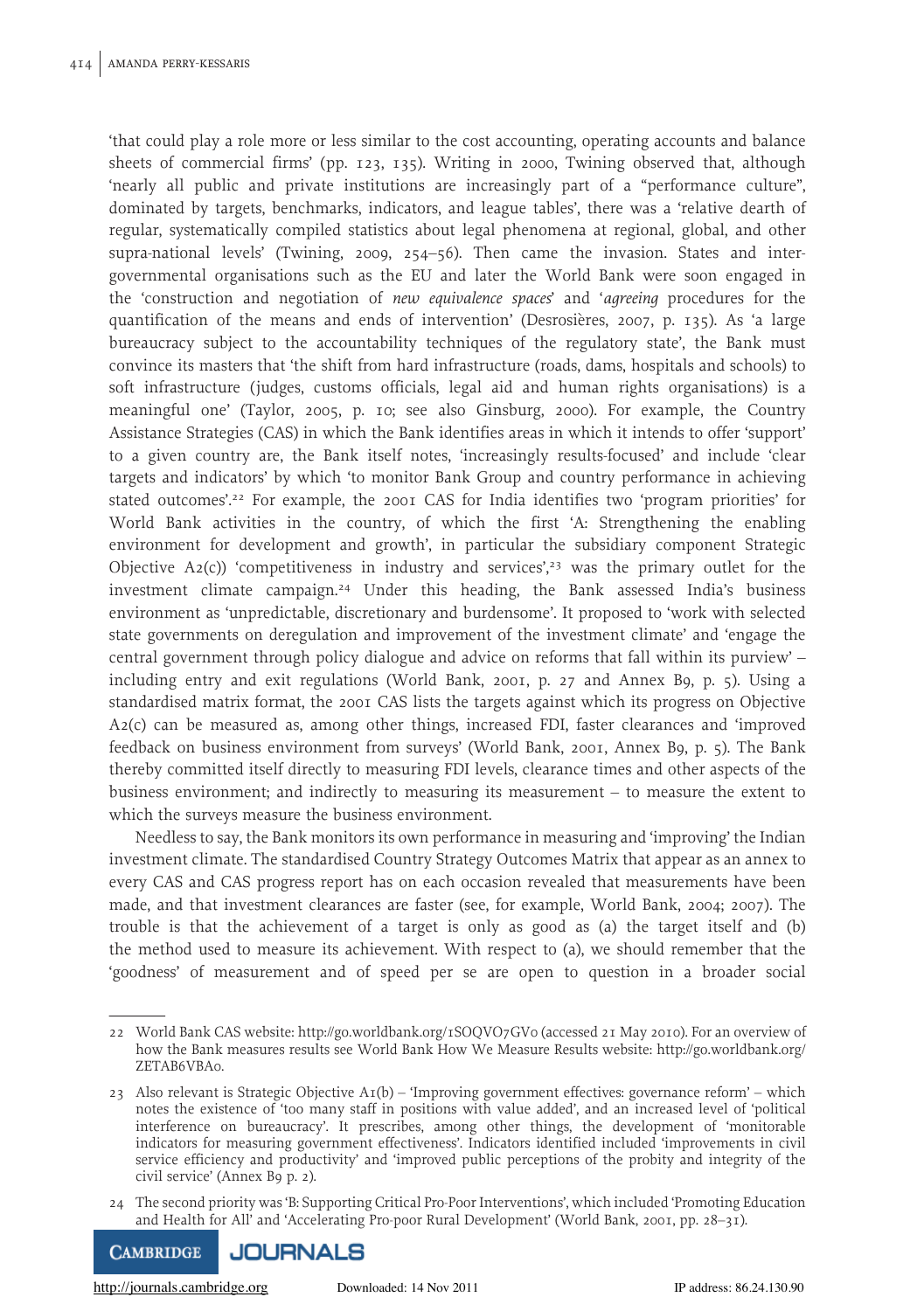'that could play a role more or less similar to the cost accounting, operating accounts and balance sheets of commercial firms' (pp. 123, 135). Writing in 2000, Twining observed that, although 'nearly all public and private institutions are increasingly part of a "performance culture", dominated by targets, benchmarks, indicators, and league tables', there was a 'relative dearth of regular, systematically compiled statistics about legal phenomena at regional, global, and other supra-national levels' (Twining, 2009, 254–56). Then came the invasion. States and inter-governmental organisations such as the EU and later the World Bank were soon engaged in the 'construction and negotiation of *new equivalence spaces*' and '*agreeing* procedures for the quantification of the means and ends of intervention' (Desrosières, 2007, p. 135). As 'a large bureaucracy subject to the accountability techniques of the regulatory state', the Bank must convince its masters that 'the shift from hard infrastructure (roads, dams, hospitals and schools) to soft infrastructure (judges, customs officials, legal aid and human rights organisations) is a meaningful one' (Taylor, 2005, p. 10; see also Ginsburg, 2000). For example, the Country Assistance Strategies (CAS) in which the Bank identifies areas in which it intends to offer 'support' to a given country are, the Bank itself notes, 'increasingly results-focused' and include 'clear targets and indicators' by which 'to monitor Bank Group and country performance in achieving stated outcomes'.[22] For example, the 2001 CAS for India identifies two 'program priorities' for World Bank activities in the country, of which the first 'A: Strengthening the enabling environment for development and growth', in particular the subsidiary component Strategic Objective A2(c)) 'competitiveness in industry and services',[23] was the primary outlet for the investment climate campaign.[24] Under this heading, the Bank assessed India's business environment as 'unpredictable, discretionary and burdensome'. It proposed to 'work with selected state governments on deregulation and improvement of the investment climate' and 'engage the central government through policy dialogue and advice on reforms that fall within its purview' – including entry and exit regulations (World Bank, 2001, p. 27 and Annex B9, p. 5). Using a standardised matrix format, the 2001 CAS lists the targets against which its progress on Objective A2(c) can be measured as, among other things, increased FDI, faster clearances and 'improved feedback on business environment from surveys' (World Bank, 2001, Annex B9, p. 5). The Bank thereby committed itself directly to measuring FDI levels, clearance times and other aspects of the business environment; and indirectly to measuring its measurement – to measure the extent to which the surveys measure the business environment.

Needless to say, the Bank monitors its own performance in measuring and 'improving' the Indian investment climate. The standardised Country Strategy Outcomes Matrix that appear as an annex to every CAS and CAS progress report has on each occasion revealed that measurements have been made, and that investment clearances are faster (see, for example, World Bank, 2004; 2007). The trouble is that the achievement of a target is only as good as (a) the target itself and (b) the method used to measure its achievement. With respect to (a), we should remember that the 'goodness' of measurement and of speed per se are open to question in a broader social

---

22 World Bank CAS website: http://go.worldbank.org/1SOQVO7GV0 (accessed 21 May 2010). For an overview of how the Bank measures results see World Bank How We Measure Results website: http://go.worldbank.org/ZETAB6VBA0.

23 Also relevant is Strategic Objective A1(b) – 'Improving government effectives: governance reform' – which notes the existence of 'too many staff in positions with value added', and an increased level of 'political interference on bureaucracy'. It prescribes, among other things, the development of 'monitorable indicators for measuring government effectiveness'. Indicators identified included 'improvements in civil service efficiency and productivity' and 'improved public perceptions of the probity and integrity of the civil service' (Annex B9 p. 2).

24 The second priority was 'B: Supporting Critical Pro-Poor Interventions', which included 'Promoting Education and Health for All' and 'Accelerating Pro-poor Rural Development' (World Bank, 2001, pp. 28–31).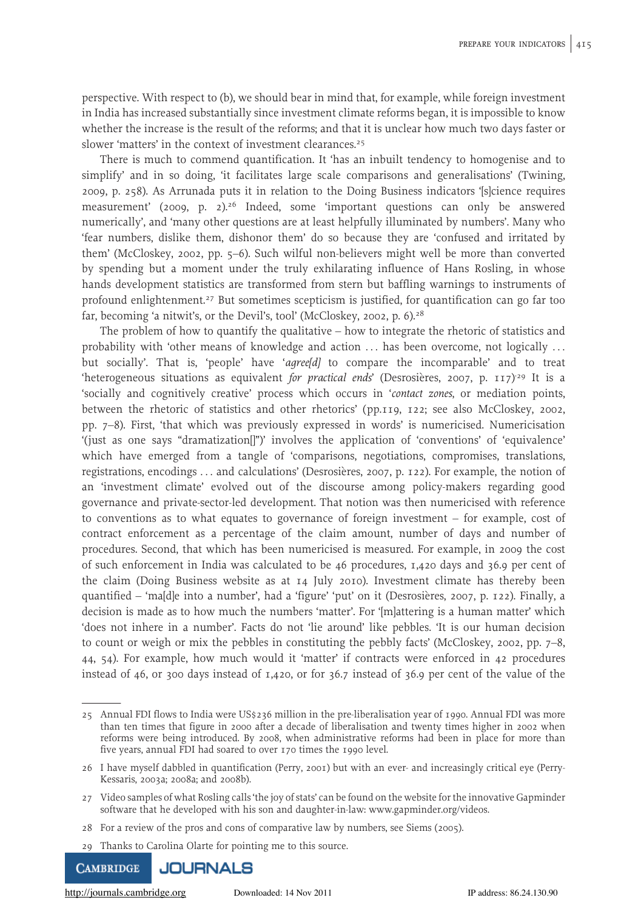perspective. With respect to (b), we should bear in mind that, for example, while foreign investment in India has increased substantially since investment climate reforms began, it is impossible to know whether the increase is the result of the reforms; and that it is unclear how much two days faster or slower 'matters' in the context of investment clearances.[25]

There is much to commend quantification. It 'has an inbuilt tendency to homogenise and to simplify' and in so doing, 'it facilitates large scale comparisons and generalisations' (Twining, 2009, p. 258). As Arrunada puts it in relation to the Doing Business indicators '[s]cience requires measurement' (2009, p. 2).[26] Indeed, some 'important questions can only be answered numerically', and 'many other questions are at least helpfully illuminated by numbers'. Many who 'fear numbers, dislike them, dishonor them' do so because they are 'confused and irritated by them' (McCloskey, 2002, pp. 5–6). Such wilful non-believers might well be more than converted by spending but a moment under the truly exhilarating influence of Hans Rosling, in whose hands development statistics are transformed from stern but baffling warnings to instruments of profound enlightenment.[27] But sometimes scepticism is justified, for quantification can go far too far, becoming 'a nitwit's, or the Devil's, tool' (McCloskey, 2002, p. 6).[28]

The problem of how to quantify the qualitative – how to integrate the rhetoric of statistics and probability with 'other means of knowledge and action ... has been overcome, not logically ... but socially'. That is, 'people' have '*agree[d]* to compare the incomparable' and to treat 'heterogeneous situations as equivalent *for practical ends*' (Desrosières, 2007, p. 117).[29] It is a 'socially and cognitively creative' process which occurs in '*contact zones*, or mediation points, between the rhetoric of statistics and other rhetorics' (pp.119, 122; see also McCloskey, 2002, pp. 7–8). First, 'that which was previously expressed in words' is numericised. Numericisation '(just as one says "dramatization[]")' involves the application of 'conventions' of 'equivalence' which have emerged from a tangle of 'comparisons, negotiations, compromises, translations, registrations, encodings ... and calculations' (Desrosières, 2007, p. 122). For example, the notion of an 'investment climate' evolved out of the discourse among policy-makers regarding good governance and private-sector-led development. That notion was then numericised with reference to conventions as to what equates to governance of foreign investment – for example, cost of contract enforcement as a percentage of the claim amount, number of days and number of procedures. Second, that which has been numericised is measured. For example, in 2009 the cost of such enforcement in India was calculated to be 46 procedures, 1,420 days and 36.9 per cent of the claim (Doing Business website as at 14 July 2010). Investment climate has thereby been quantified – 'ma[d]e into a number', had a 'figure' 'put' on it (Desrosières, 2007, p. 122). Finally, a decision is made as to how much the numbers 'matter'. For '[m]attering is a human matter' which 'does not inhere in a number'. Facts do not 'lie around' like pebbles. 'It is our human decision to count or weigh or mix the pebbles in constituting the pebbly facts' (McCloskey, 2002, pp. 7–8, 44, 54). For example, how much would it 'matter' if contracts were enforced in 42 procedures instead of 46, or 300 days instead of 1,420, or for 36.7 instead of 36.9 per cent of the value of the

---

25 Annual FDI flows to India were US$236 million in the pre-liberalisation year of 1990. Annual FDI was more than ten times that figure in 2000 after a decade of liberalisation and twenty times higher in 2002 when reforms were being introduced. By 2008, when administrative reforms had been in place for more than five years, annual FDI had soared to over 170 times the 1990 level.

26 I have myself dabbled in quantification (Perry, 2001) but with an ever- and increasingly critical eye (Perry-Kessaris, 2003a; 2008a; and 2008b).

27 Video samples of what Rosling calls 'the joy of stats' can be found on the website for the innovative Gapminder software that he developed with his son and daughter-in-law: www.gapminder.org/videos.

28 For a review of the pros and cons of comparative law by numbers, see Siems (2005).

29 Thanks to Carolina Olarte for pointing me to this source.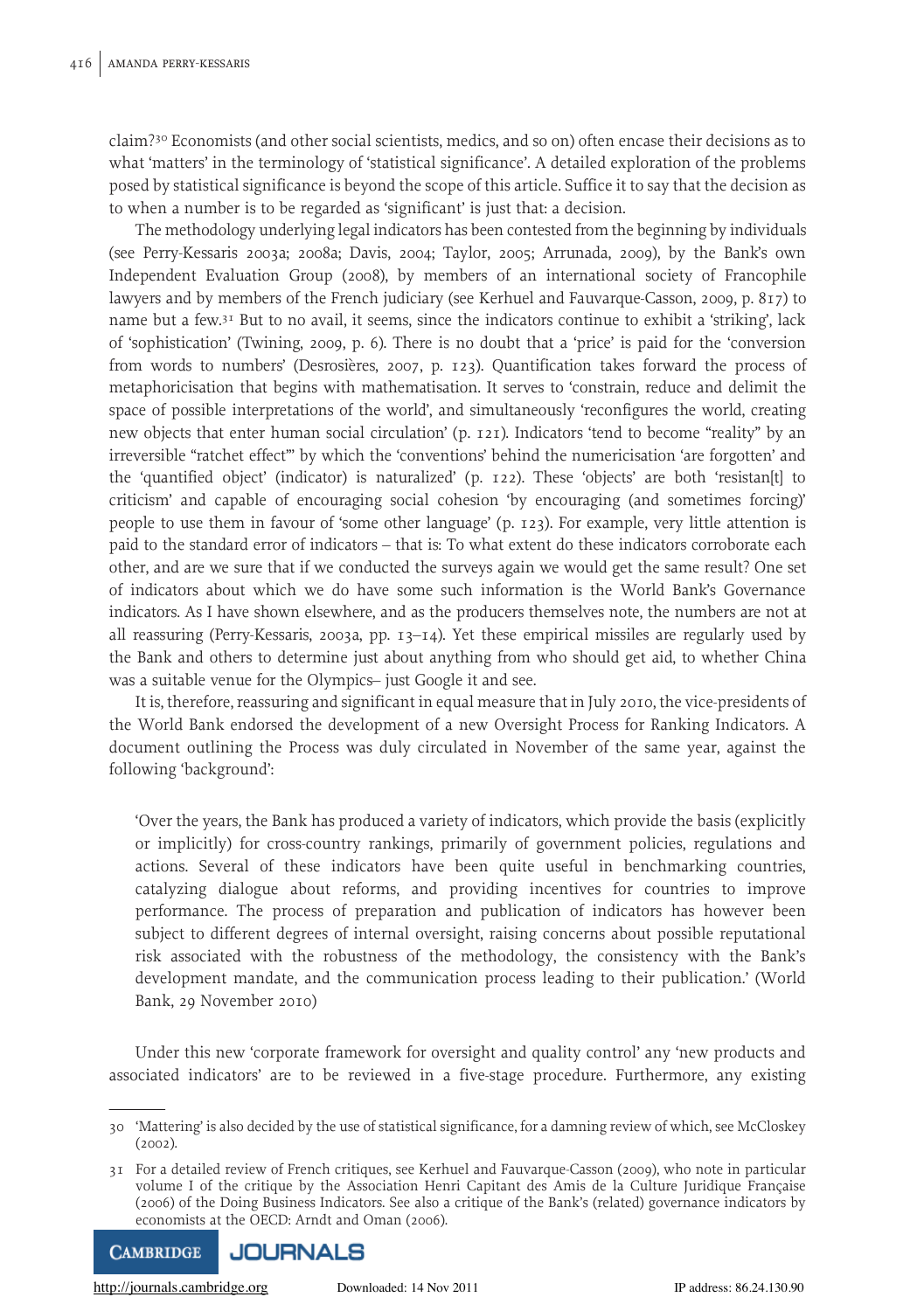claim?[30] Economists (and other social scientists, medics, and so on) often encase their decisions as to what 'matters' in the terminology of 'statistical significance'. A detailed exploration of the problems posed by statistical significance is beyond the scope of this article. Suffice it to say that the decision as to when a number is to be regarded as 'significant' is just that: a decision.

The methodology underlying legal indicators has been contested from the beginning by individuals (see Perry-Kessaris 2003a; 2008a; Davis, 2004; Taylor, 2005; Arrunada, 2009), by the Bank's own Independent Evaluation Group (2008), by members of an international society of Francophile lawyers and by members of the French judiciary (see Kerhuel and Fauvarque-Casson, 2009, p. 817) to name but a few.[31] But to no avail, it seems, since the indicators continue to exhibit a 'striking', lack of 'sophistication' (Twining, 2009, p. 6). There is no doubt that a 'price' is paid for the 'conversion from words to numbers' (Desrosières, 2007, p. 123). Quantification takes forward the process of metaphoricisation that begins with mathematisation. It serves to 'constrain, reduce and delimit the space of possible interpretations of the world', and simultaneously 'reconfigures the world, creating new objects that enter human social circulation' (p. 121). Indicators 'tend to become "reality" by an irreversible "ratchet effect"' by which the 'conventions' behind the numericisation 'are forgotten' and the 'quantified object' (indicator) is naturalized' (p. 122). These 'objects' are both 'resistan[t] to criticism' and capable of encouraging social cohesion 'by encouraging (and sometimes forcing)' people to use them in favour of 'some other language' (p. 123). For example, very little attention is paid to the standard error of indicators – that is: To what extent do these indicators corroborate each other, and are we sure that if we conducted the surveys again we would get the same result? One set of indicators about which we do have some such information is the World Bank's Governance indicators. As I have shown elsewhere, and as the producers themselves note, the numbers are not at all reassuring (Perry-Kessaris, 2003a, pp. 13–14). Yet these empirical missiles are regularly used by the Bank and others to determine just about anything from who should get aid, to whether China was a suitable venue for the Olympics– just Google it and see.

It is, therefore, reassuring and significant in equal measure that in July 2010, the vice-presidents of the World Bank endorsed the development of a new Oversight Process for Ranking Indicators. A document outlining the Process was duly circulated in November of the same year, against the following 'background':

> 'Over the years, the Bank has produced a variety of indicators, which provide the basis (explicitly or implicitly) for cross-country rankings, primarily of government policies, regulations and actions. Several of these indicators have been quite useful in benchmarking countries, catalyzing dialogue about reforms, and providing incentives for countries to improve performance. The process of preparation and publication of indicators has however been subject to different degrees of internal oversight, raising concerns about possible reputational risk associated with the robustness of the methodology, the consistency with the Bank's development mandate, and the communication process leading to their publication.' (World Bank, 29 November 2010)

Under this new 'corporate framework for oversight and quality control' any 'new products and associated indicators' are to be reviewed in a five-stage procedure. Furthermore, any existing

---

30 'Mattering' is also decided by the use of statistical significance, for a damning review of which, see McCloskey (2002).

31 For a detailed review of French critiques, see Kerhuel and Fauvarque-Casson (2009), who note in particular volume I of the critique by the Association Henri Capitant des Amis de la Culture Juridique Française (2006) of the Doing Business Indicators. See also a critique of the Bank's (related) governance indicators by economists at the OECD: Arndt and Oman (2006).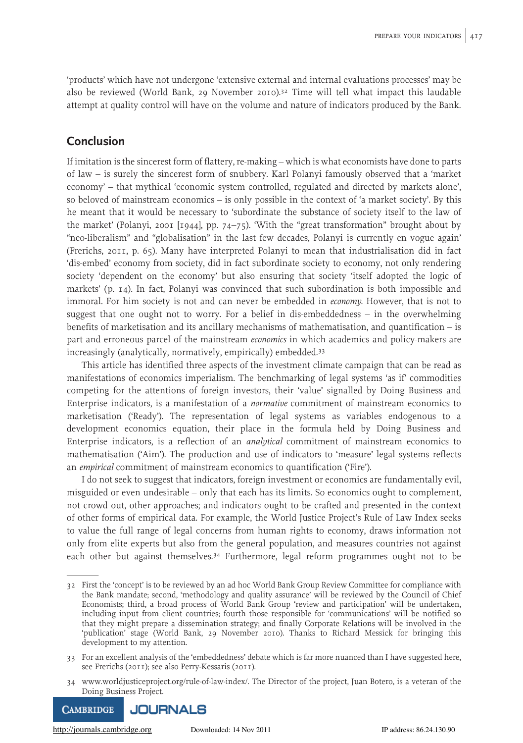'products' which have not undergone 'extensive external and internal evaluations processes' may be also be reviewed (World Bank, 29 November 2010).[32] Time will tell what impact this laudable attempt at quality control will have on the volume and nature of indicators produced by the Bank.

## Conclusion

If imitation is the sincerest form of flattery, re-making – which is what economists have done to parts of law – is surely the sincerest form of snubbery. Karl Polanyi famously observed that a 'market economy' – that mythical 'economic system controlled, regulated and directed by markets alone', so beloved of mainstream economics – is only possible in the context of 'a market society'. By this he meant that it would be necessary to 'subordinate the substance of society itself to the law of the market' (Polanyi, 2001 [1944], pp. 74–75). 'With the "great transformation" brought about by "neo-liberalism" and "globalisation" in the last few decades, Polanyi is currently en vogue again' (Frerichs, 2011, p. 65). Many have interpreted Polanyi to mean that industrialisation did in fact 'dis-embed' economy from society, did in fact subordinate society to economy, not only rendering society 'dependent on the economy' but also ensuring that society 'itself adopted the logic of markets' (p. 14). In fact, Polanyi was convinced that such subordination is both impossible and immoral. For him society is not and can never be embedded in *economy*. However, that is not to suggest that one ought not to worry. For a belief in dis-embeddedness – in the overwhelming benefits of marketisation and its ancillary mechanisms of mathematisation, and quantification – is part and erroneous parcel of the mainstream *economics* in which academics and policy-makers are increasingly (analytically, normatively, empirically) embedded.[33]

This article has identified three aspects of the investment climate campaign that can be read as manifestations of economics imperialism. The benchmarking of legal systems 'as if' commodities competing for the attentions of foreign investors, their 'value' signalled by Doing Business and Enterprise indicators, is a manifestation of a *normative* commitment of mainstream economics to marketisation ('Ready'). The representation of legal systems as variables endogenous to a development economics equation, their place in the formula held by Doing Business and Enterprise indicators, is a reflection of an *analytical* commitment of mainstream economics to mathematisation ('Aim'). The production and use of indicators to 'measure' legal systems reflects an *empirical* commitment of mainstream economics to quantification ('Fire').

I do not seek to suggest that indicators, foreign investment or economics are fundamentally evil, misguided or even undesirable – only that each has its limits. So economics ought to complement, not crowd out, other approaches; and indicators ought to be crafted and presented in the context of other forms of empirical data. For example, the World Justice Project's Rule of Law Index seeks to value the full range of legal concerns from human rights to economy, draws information not only from elite experts but also from the general population, and measures countries not against each other but against themselves.[34] Furthermore, legal reform programmes ought not to be

---

32 First the 'concept' is to be reviewed by an ad hoc World Bank Group Review Committee for compliance with the Bank mandate; second, 'methodology and quality assurance' will be reviewed by the Council of Chief Economists; third, a broad process of World Bank Group 'review and participation' will be undertaken, including input from client countries; fourth those responsible for 'communications' will be notified so that they might prepare a dissemination strategy; and finally Corporate Relations will be involved in the 'publication' stage (World Bank, 29 November 2010). Thanks to Richard Messick for bringing this development to my attention.

33 For an excellent analysis of the 'embeddedness' debate which is far more nuanced than I have suggested here, see Frerichs (2011); see also Perry-Kessaris (2011).

34 www.worldjusticeproject.org/rule-of-law-index/. The Director of the project, Juan Botero, is a veteran of the Doing Business Project.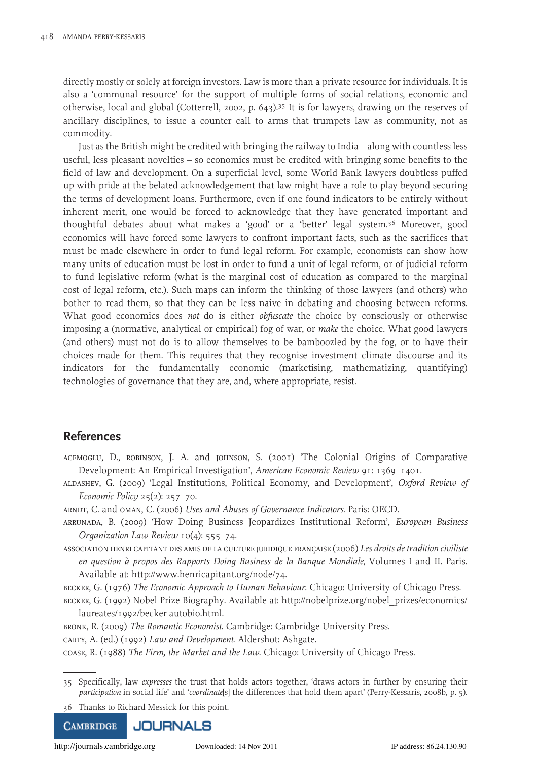directly mostly or solely at foreign investors. Law is more than a private resource for individuals. It is also a 'communal resource' for the support of multiple forms of social relations, economic and otherwise, local and global (Cotterrell, 2002, p. 643).[35] It is for lawyers, drawing on the reserves of ancillary disciplines, to issue a counter call to arms that trumpets law as community, not as commodity.

Just as the British might be credited with bringing the railway to India – along with countless less useful, less pleasant novelties – so economics must be credited with bringing some benefits to the field of law and development. On a superficial level, some World Bank lawyers doubtless puffed up with pride at the belated acknowledgement that law might have a role to play beyond securing the terms of development loans. Furthermore, even if one found indicators to be entirely without inherent merit, one would be forced to acknowledge that they have generated important and thoughtful debates about what makes a 'good' or a 'better' legal system.[36] Moreover, good economics will have forced some lawyers to confront important facts, such as the sacrifices that must be made elsewhere in order to fund legal reform. For example, economists can show how many units of education must be lost in order to fund a unit of legal reform, or of judicial reform to fund legislative reform (what is the marginal cost of education as compared to the marginal cost of legal reform, etc.). Such maps can inform the thinking of those lawyers (and others) who bother to read them, so that they can be less naive in debating and choosing between reforms. What good economics does *not* do is either *obfuscate* the choice by consciously or otherwise imposing a (normative, analytical or empirical) fog of war, or *make* the choice. What good lawyers (and others) must not do is to allow themselves to be bamboozled by the fog, or to have their choices made for them. This requires that they recognise investment climate discourse and its indicators for the fundamentally economic (marketising, mathematizing, quantifying) technologies of governance that they are, and, where appropriate, resist.

## References

Acemoglu, D., Robinson, J. A. and Johnson, S. (2001) 'The Colonial Origins of Comparative Development: An Empirical Investigation', *American Economic Review* 91: 1369–1401.

Aldashev, G. (2009) 'Legal Institutions, Political Economy, and Development', *Oxford Review of Economic Policy* 25(2): 257–70.

Arndt, C. and Oman, C. (2006) *Uses and Abuses of Governance Indicators*. Paris: OECD.

Arrunada, B. (2009) 'How Doing Business Jeopardizes Institutional Reform', *European Business Organization Law Review* 10(4): 555–74.

Association Henri Capitant des Amis de la Culture Juridique Française (2006) *Les droits de tradition civiliste en question à propos des Rapports Doing Business de la Banque Mondiale*, Volumes I and II. Paris. Available at: http://www.henricapitant.org/node/74.

Becker, G. (1976) *The Economic Approach to Human Behaviour*. Chicago: University of Chicago Press.

Becker, G. (1992) Nobel Prize Biography. Available at: http://nobelprize.org/nobel_prizes/economics/laureates/1992/becker-autobio.html.

Bronk, R. (2009) *The Romantic Economist*. Cambridge: Cambridge University Press.

Carty, A. (ed.) (1992) *Law and Development*. Aldershot: Ashgate.

Coase, R. (1988) *The Firm, the Market and the Law*. Chicago: University of Chicago Press.

---

35 Specifically, law *expresses* the trust that holds actors together, 'draws actors in further by ensuring their *participation* in social life' and '*coordinate*[s] the differences that hold them apart' (Perry-Kessaris, 2008b, p. 5).

36 Thanks to Richard Messick for this point.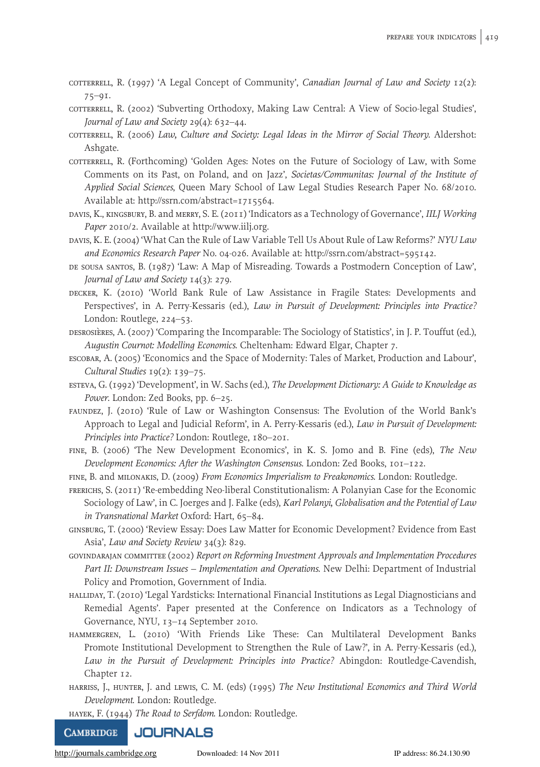COTTERRELL, R. (1997) 'A Legal Concept of Community', *Canadian Journal of Law and Society* 12(2): 75–91.

COTTERRELL, R. (2002) 'Subverting Orthodoxy, Making Law Central: A View of Socio-legal Studies', *Journal of Law and Society* 29(4): 632–44.

COTTERRELL, R. (2006) *Law, Culture and Society: Legal Ideas in the Mirror of Social Theory.* Aldershot: Ashgate.

COTTERRELL, R. (Forthcoming) 'Golden Ages: Notes on the Future of Sociology of Law, with Some Comments on its Past, on Poland, and on Jazz', *Societas/Communitas: Journal of the Institute of Applied Social Sciences*, Queen Mary School of Law Legal Studies Research Paper No. 68/2010. Available at: http://ssrn.com/abstract=1715564.

DAVIS, K., KINGSBURY, B. and MERRY, S. E. (2011) 'Indicators as a Technology of Governance', *IILJ Working Paper* 2010/2. Available at http://www.iilj.org.

DAVIS, K. E. (2004) 'What Can the Rule of Law Variable Tell Us About Rule of Law Reforms?' *NYU Law and Economics Research Paper* No. 04-026. Available at: http://ssrn.com/abstract=595142.

DE SOUSA SANTOS, B. (1987) 'Law: A Map of Misreading. Towards a Postmodern Conception of Law', *Journal of Law and Society* 14(3): 279.

DECKER, K. (2010) 'World Bank Rule of Law Assistance in Fragile States: Developments and Perspectives', in A. Perry-Kessaris (ed.), *Law in Pursuit of Development: Principles into Practice?* London: Routlege, 224–53.

DESROSIÈRES, A. (2007) 'Comparing the Incomparable: The Sociology of Statistics', in J. P. Touffut (ed.), *Augustin Cournot: Modelling Economics.* Cheltenham: Edward Elgar, Chapter 7.

ESCOBAR, A. (2005) 'Economics and the Space of Modernity: Tales of Market, Production and Labour', *Cultural Studies* 19(2): 139–75.

ESTEVA, G. (1992) 'Development', in W. Sachs (ed.), *The Development Dictionary: A Guide to Knowledge as Power.* London: Zed Books, pp. 6–25.

FAUNDEZ, J. (2010) 'Rule of Law or Washington Consensus: The Evolution of the World Bank's Approach to Legal and Judicial Reform', in A. Perry-Kessaris (ed.), *Law in Pursuit of Development: Principles into Practice?* London: Routlege, 180–201.

FINE, B. (2006) 'The New Development Economics', in K. S. Jomo and B. Fine (eds), *The New Development Economics: After the Washington Consensus.* London: Zed Books, 101–122.

FINE, B. and MILONAKIS, D. (2009) *From Economics Imperialism to Freakonomics.* London: Routledge.

FRERICHS, S. (2011) 'Re-embedding Neo-liberal Constitutionalism: A Polanyian Case for the Economic Sociology of Law', in C. Joerges and J. Falke (eds), *Karl Polanyi, Globalisation and the Potential of Law in Transnational Market* Oxford: Hart, 65–84.

GINSBURG, T. (2000) 'Review Essay: Does Law Matter for Economic Development? Evidence from East Asia', *Law and Society Review* 34(3): 829.

GOVINDARAJAN COMMITTEE (2002) *Report on Reforming Investment Approvals and Implementation Procedures Part II: Downstream Issues – Implementation and Operations.* New Delhi: Department of Industrial Policy and Promotion, Government of India.

HALLIDAY, T. (2010) 'Legal Yardsticks: International Financial Institutions as Legal Diagnosticians and Remedial Agents'. Paper presented at the Conference on Indicators as a Technology of Governance, NYU, 13–14 September 2010.

HAMMERGREN, L. (2010) 'With Friends Like These: Can Multilateral Development Banks Promote Institutional Development to Strengthen the Rule of Law?', in A. Perry-Kessaris (ed.), *Law in the Pursuit of Development: Principles into Practice?* Abingdon: Routledge-Cavendish, Chapter 12.

HARRISS, J., HUNTER, J. and LEWIS, C. M. (eds) (1995) *The New Institutional Economics and Third World Development.* London: Routledge.

HAYEK, F. (1944) *The Road to Serfdom.* London: Routledge.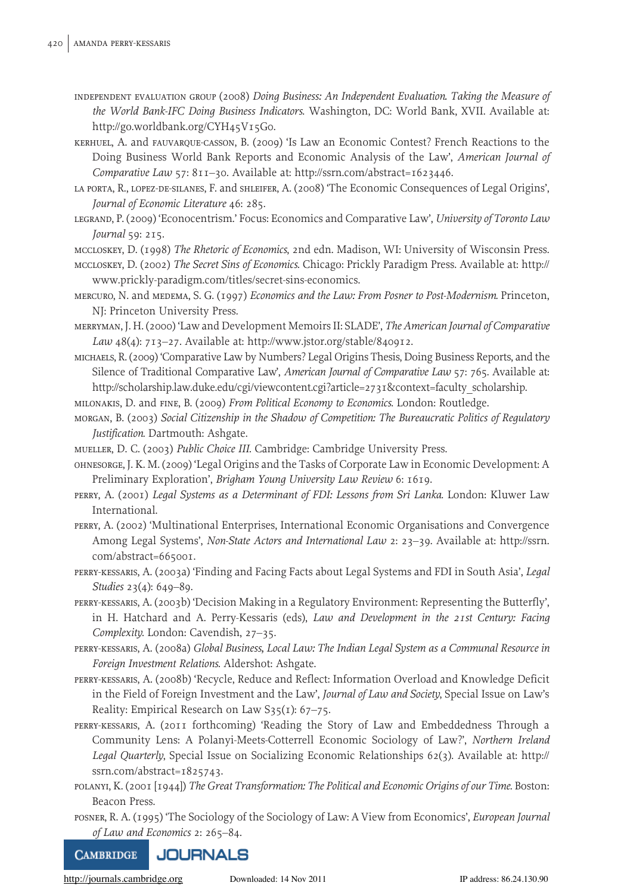INDEPENDENT EVALUATION GROUP (2008) *Doing Business: An Independent Evaluation. Taking the Measure of the World Bank-IFC Doing Business Indicators*. Washington, DC: World Bank, XVII. Available at: http://go.worldbank.org/CYH45V15G0.

KERHUEL, A. and FAUVARQUE-CASSON, B. (2009) 'Is Law an Economic Contest? French Reactions to the Doing Business World Bank Reports and Economic Analysis of the Law', *American Journal of Comparative Law* 57: 811–30. Available at: http://ssrn.com/abstract=1623446.

LA PORTA, R., LOPEZ-DE-SILANES, F. and SHLEIFER, A. (2008) 'The Economic Consequences of Legal Origins', *Journal of Economic Literature* 46: 285.

LEGRAND, P. (2009) 'Econocentrism.' Focus: Economics and Comparative Law', *University of Toronto Law Journal* 59: 215.

MCCLOSKEY, D. (1998) *The Rhetoric of Economics*, 2nd edn. Madison, WI: University of Wisconsin Press.

MCCLOSKEY, D. (2002) *The Secret Sins of Economics*. Chicago: Prickly Paradigm Press. Available at: http://www.prickly-paradigm.com/titles/secret-sins-economics.

MERCURO, N. and MEDEMA, S. G. (1997) *Economics and the Law: From Posner to Post-Modernism*. Princeton, NJ: Princeton University Press.

MERRYMAN, J. H. (2000) 'Law and Development Memoirs II: SLADE', *The American Journal of Comparative Law* 48(4): 713–27. Available at: http://www.jstor.org/stable/840912.

MICHAELS, R. (2009) 'Comparative Law by Numbers? Legal Origins Thesis, Doing Business Reports, and the Silence of Traditional Comparative Law', *American Journal of Comparative Law* 57: 765. Available at: http://scholarship.law.duke.edu/cgi/viewcontent.cgi?article=2731&context=faculty_scholarship.

MILONAKIS, D. and FINE, B. (2009) *From Political Economy to Economics*. London: Routledge.

MORGAN, B. (2003) *Social Citizenship in the Shadow of Competition: The Bureaucratic Politics of Regulatory Justification*. Dartmouth: Ashgate.

MUELLER, D. C. (2003) *Public Choice III*. Cambridge: Cambridge University Press.

OHNESORGE, J. K. M. (2009) 'Legal Origins and the Tasks of Corporate Law in Economic Development: A Preliminary Exploration', *Brigham Young University Law Review* 6: 1619.

PERRY, A. (2001) *Legal Systems as a Determinant of FDI: Lessons from Sri Lanka*. London: Kluwer Law International.

PERRY, A. (2002) 'Multinational Enterprises, International Economic Organisations and Convergence Among Legal Systems', *Non-State Actors and International Law* 2: 23–39. Available at: http://ssrn.com/abstract=665001.

PERRY-KESSARIS, A. (2003a) 'Finding and Facing Facts about Legal Systems and FDI in South Asia', *Legal Studies* 23(4): 649–89.

PERRY-KESSARIS, A. (2003b) 'Decision Making in a Regulatory Environment: Representing the Butterfly', in H. Hatchard and A. Perry-Kessaris (eds), *Law and Development in the 21st Century: Facing Complexity*. London: Cavendish, 27–35.

PERRY-KESSARIS, A. (2008a) *Global Business, Local Law: The Indian Legal System as a Communal Resource in Foreign Investment Relations*. Aldershot: Ashgate.

PERRY-KESSARIS, A. (2008b) 'Recycle, Reduce and Reflect: Information Overload and Knowledge Deficit in the Field of Foreign Investment and the Law', *Journal of Law and Society*, Special Issue on Law's Reality: Empirical Research on Law S35(1): 67–75.

PERRY-KESSARIS, A. (2011 forthcoming) 'Reading the Story of Law and Embeddedness Through a Community Lens: A Polanyi-Meets-Cotterrell Economic Sociology of Law?', *Northern Ireland Legal Quarterly*, Special Issue on Socializing Economic Relationships 62(3). Available at: http://ssrn.com/abstract=1825743.

POLANYI, K. (2001 [1944]) *The Great Transformation: The Political and Economic Origins of our Time*. Boston: Beacon Press.

POSNER, R. A. (1995) 'The Sociology of the Sociology of Law: A View from Economics', *European Journal of Law and Economics* 2: 265–84.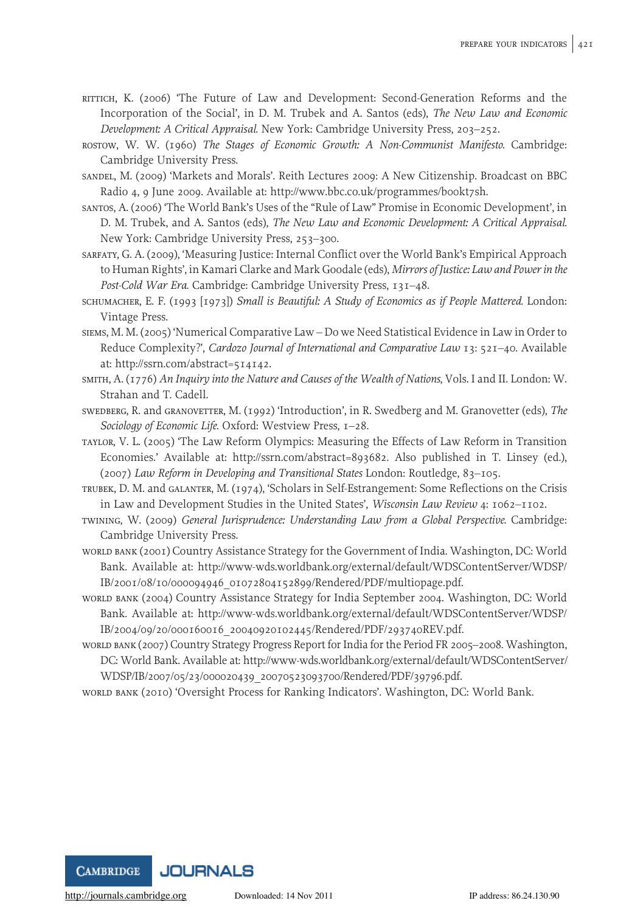RITTICH, K. (2006) 'The Future of Law and Development: Second-Generation Reforms and the Incorporation of the Social', in D. M. Trubek and A. Santos (eds), *The New Law and Economic Development: A Critical Appraisal*. New York: Cambridge University Press, 203–252.

ROSTOW, W. W. (1960) *The Stages of Economic Growth: A Non-Communist Manifesto*. Cambridge: Cambridge University Press.

SANDEL, M. (2009) 'Markets and Morals'. Reith Lectures 2009: A New Citizenship. Broadcast on BBC Radio 4, 9 June 2009. Available at: http://www.bbc.co.uk/programmes/bookt7sh.

SANTOS, A. (2006) 'The World Bank's Uses of the "Rule of Law" Promise in Economic Development', in D. M. Trubek, and A. Santos (eds), *The New Law and Economic Development: A Critical Appraisal*. New York: Cambridge University Press, 253–300.

SARFATY, G. A. (2009), 'Measuring Justice: Internal Conflict over the World Bank's Empirical Approach to Human Rights', in Kamari Clarke and Mark Goodale (eds), *Mirrors of Justice: Law and Power in the Post-Cold War Era*. Cambridge: Cambridge University Press, 131–48.

SCHUMACHER, E. F. (1993 [1973]) *Small is Beautiful: A Study of Economics as if People Mattered*. London: Vintage Press.

SIEMS, M. M. (2005) 'Numerical Comparative Law – Do we Need Statistical Evidence in Law in Order to Reduce Complexity?', *Cardozo Journal of International and Comparative Law* 13: 521–40. Available at: http://ssrn.com/abstract=514142.

SMITH, A. (1776) *An Inquiry into the Nature and Causes of the Wealth of Nations*, Vols. I and II. London: W. Strahan and T. Cadell.

SWEDBERG, R. and GRANOVETTER, M. (1992) 'Introduction', in R. Swedberg and M. Granovetter (eds), *The Sociology of Economic Life*. Oxford: Westview Press, 1–28.

TAYLOR, V. L. (2005) 'The Law Reform Olympics: Measuring the Effects of Law Reform in Transition Economies.' Available at: http://ssrn.com/abstract=893682. Also published in T. Linsey (ed.), (2007) *Law Reform in Developing and Transitional States* London: Routledge, 83–105.

TRUBEK, D. M. and GALANTER, M. (1974), 'Scholars in Self-Estrangement: Some Reflections on the Crisis in Law and Development Studies in the United States', *Wisconsin Law Review* 4: 1062–1102.

TWINING, W. (2009) *General Jurisprudence: Understanding Law from a Global Perspective*. Cambridge: Cambridge University Press.

WORLD BANK (2001) Country Assistance Strategy for the Government of India. Washington, DC: World Bank. Available at: http://www-wds.worldbank.org/external/default/WDSContentServer/WDSP/IB/2001/08/10/000094946_01072804152899/Rendered/PDF/multiopage.pdf.

WORLD BANK (2004) Country Assistance Strategy for India September 2004. Washington, DC: World Bank. Available at: http://www-wds.worldbank.org/external/default/WDSContentServer/WDSP/IB/2004/09/20/000160016_20040920102445/Rendered/PDF/293740REV.pdf.

WORLD BANK (2007) Country Strategy Progress Report for India for the Period FR 2005–2008. Washington, DC: World Bank. Available at: http://www-wds.worldbank.org/external/default/WDSContentServer/WDSP/IB/2007/05/23/000020439_20070523093700/Rendered/PDF/39796.pdf.

WORLD BANK (2010) 'Oversight Process for Ranking Indicators'. Washington, DC: World Bank.